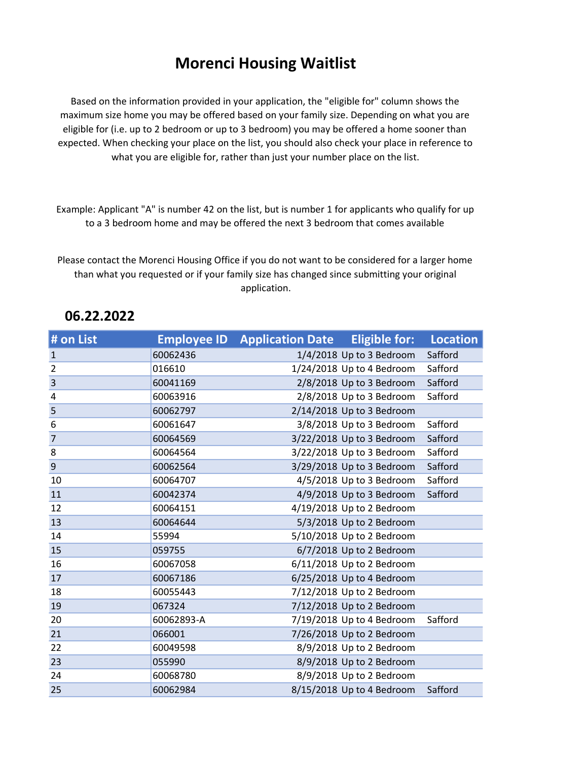# Morenci Housing Waitlist

Based on the information provided in your application, the "eligible for" column shows the maximum size home you may be offered based on your family size. Depending on what you are eligible for (i.e. up to 2 bedroom or up to 3 bedroom) you may be offered a home sooner than expected. When checking your place on the list, you should also check your place in reference to what you are eligible for, rather than just your number place on the list.

Example: Applicant "A" is number 42 on the list, but is number 1 for applicants who qualify for up to a 3 bedroom home and may be offered the next 3 bedroom that comes available

Please contact the Morenci Housing Office if you do not want to be considered for a larger home than what you requested or if your family size has changed since submitting your original application.

## 06.22.2022

| # on List | Employee ID | Application Date | Eligible for: | Location |
|---|---|---|---|---|
| 1 | 60062436 | 1/4/2018 | Up to 3 Bedroom | Safford |
| 2 | 016610 | 1/24/2018 | Up to 4 Bedroom | Safford |
| 3 | 60041169 | 2/8/2018 | Up to 3 Bedroom | Safford |
| 4 | 60063916 | 2/8/2018 | Up to 3 Bedroom | Safford |
| 5 | 60062797 | 2/14/2018 | Up to 3 Bedroom | |
| 6 | 60061647 | 3/8/2018 | Up to 3 Bedroom | Safford |
| 7 | 60064569 | 3/22/2018 | Up to 3 Bedroom | Safford |
| 8 | 60064564 | 3/22/2018 | Up to 3 Bedroom | Safford |
| 9 | 60062564 | 3/29/2018 | Up to 3 Bedroom | Safford |
| 10 | 60064707 | 4/5/2018 | Up to 3 Bedroom | Safford |
| 11 | 60042374 | 4/9/2018 | Up to 3 Bedroom | Safford |
| 12 | 60064151 | 4/19/2018 | Up to 2 Bedroom | |
| 13 | 60064644 | 5/3/2018 | Up to 2 Bedroom | |
| 14 | 55994 | 5/10/2018 | Up to 2 Bedroom | |
| 15 | 059755 | 6/7/2018 | Up to 2 Bedroom | |
| 16 | 60067058 | 6/11/2018 | Up to 2 Bedroom | |
| 17 | 60067186 | 6/25/2018 | Up to 4 Bedroom | |
| 18 | 60055443 | 7/12/2018 | Up to 2 Bedroom | |
| 19 | 067324 | 7/12/2018 | Up to 2 Bedroom | |
| 20 | 60062893-A | 7/19/2018 | Up to 4 Bedroom | Safford |
| 21 | 066001 | 7/26/2018 | Up to 2 Bedroom | |
| 22 | 60049598 | 8/9/2018 | Up to 2 Bedroom | |
| 23 | 055990 | 8/9/2018 | Up to 2 Bedroom | |
| 24 | 60068780 | 8/9/2018 | Up to 2 Bedroom | |
| 25 | 60062984 | 8/15/2018 | Up to 4 Bedroom | Safford |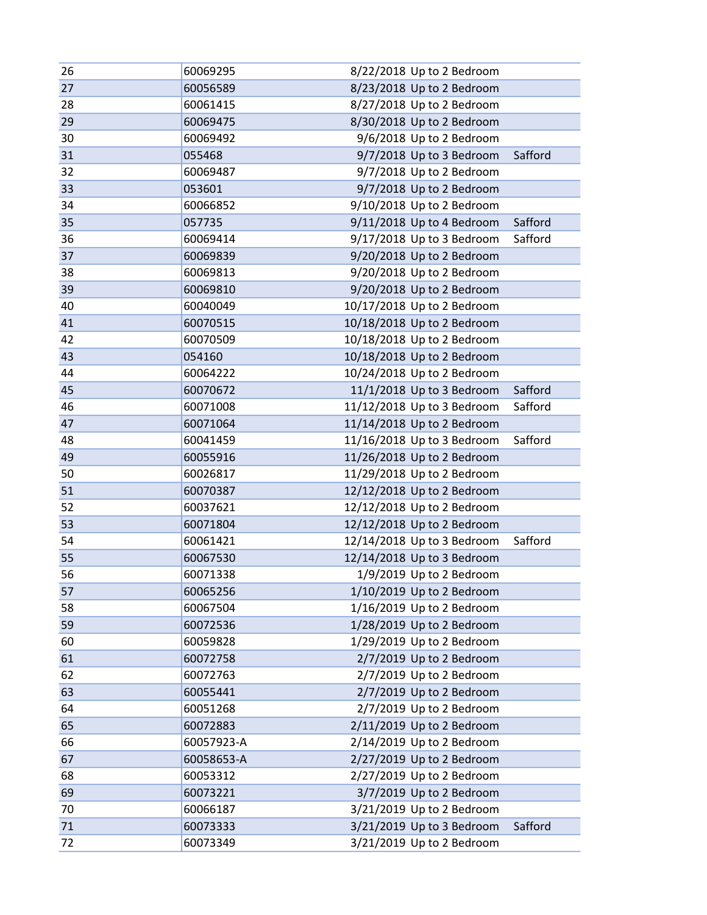| | | | | |
|---|---|---|---|---|
| 26 | 60069295 | 8/22/2018 | Up to 2 Bedroom | |
| 27 | 60056589 | 8/23/2018 | Up to 2 Bedroom | |
| 28 | 60061415 | 8/27/2018 | Up to 2 Bedroom | |
| 29 | 60069475 | 8/30/2018 | Up to 2 Bedroom | |
| 30 | 60069492 | 9/6/2018 | Up to 2 Bedroom | |
| 31 | 055468 | 9/7/2018 | Up to 3 Bedroom | Safford |
| 32 | 60069487 | 9/7/2018 | Up to 2 Bedroom | |
| 33 | 053601 | 9/7/2018 | Up to 2 Bedroom | |
| 34 | 60066852 | 9/10/2018 | Up to 2 Bedroom | |
| 35 | 057735 | 9/11/2018 | Up to 4 Bedroom | Safford |
| 36 | 60069414 | 9/17/2018 | Up to 3 Bedroom | Safford |
| 37 | 60069839 | 9/20/2018 | Up to 2 Bedroom | |
| 38 | 60069813 | 9/20/2018 | Up to 2 Bedroom | |
| 39 | 60069810 | 9/20/2018 | Up to 2 Bedroom | |
| 40 | 60040049 | 10/17/2018 | Up to 2 Bedroom | |
| 41 | 60070515 | 10/18/2018 | Up to 2 Bedroom | |
| 42 | 60070509 | 10/18/2018 | Up to 2 Bedroom | |
| 43 | 054160 | 10/18/2018 | Up to 2 Bedroom | |
| 44 | 60064222 | 10/24/2018 | Up to 2 Bedroom | |
| 45 | 60070672 | 11/1/2018 | Up to 3 Bedroom | Safford |
| 46 | 60071008 | 11/12/2018 | Up to 3 Bedroom | Safford |
| 47 | 60071064 | 11/14/2018 | Up to 2 Bedroom | |
| 48 | 60041459 | 11/16/2018 | Up to 3 Bedroom | Safford |
| 49 | 60055916 | 11/26/2018 | Up to 2 Bedroom | |
| 50 | 60026817 | 11/29/2018 | Up to 2 Bedroom | |
| 51 | 60070387 | 12/12/2018 | Up to 2 Bedroom | |
| 52 | 60037621 | 12/12/2018 | Up to 2 Bedroom | |
| 53 | 60071804 | 12/12/2018 | Up to 2 Bedroom | |
| 54 | 60061421 | 12/14/2018 | Up to 3 Bedroom | Safford |
| 55 | 60067530 | 12/14/2018 | Up to 3 Bedroom | |
| 56 | 60071338 | 1/9/2019 | Up to 2 Bedroom | |
| 57 | 60065256 | 1/10/2019 | Up to 2 Bedroom | |
| 58 | 60067504 | 1/16/2019 | Up to 2 Bedroom | |
| 59 | 60072536 | 1/28/2019 | Up to 2 Bedroom | |
| 60 | 60059828 | 1/29/2019 | Up to 2 Bedroom | |
| 61 | 60072758 | 2/7/2019 | Up to 2 Bedroom | |
| 62 | 60072763 | 2/7/2019 | Up to 2 Bedroom | |
| 63 | 60055441 | 2/7/2019 | Up to 2 Bedroom | |
| 64 | 60051268 | 2/7/2019 | Up to 2 Bedroom | |
| 65 | 60072883 | 2/11/2019 | Up to 2 Bedroom | |
| 66 | 60057923-A | 2/14/2019 | Up to 2 Bedroom | |
| 67 | 60058653-A | 2/27/2019 | Up to 2 Bedroom | |
| 68 | 60053312 | 2/27/2019 | Up to 2 Bedroom | |
| 69 | 60073221 | 3/7/2019 | Up to 2 Bedroom | |
| 70 | 60066187 | 3/21/2019 | Up to 2 Bedroom | |
| 71 | 60073333 | 3/21/2019 | Up to 3 Bedroom | Safford |
| 72 | 60073349 | 3/21/2019 | Up to 2 Bedroom | |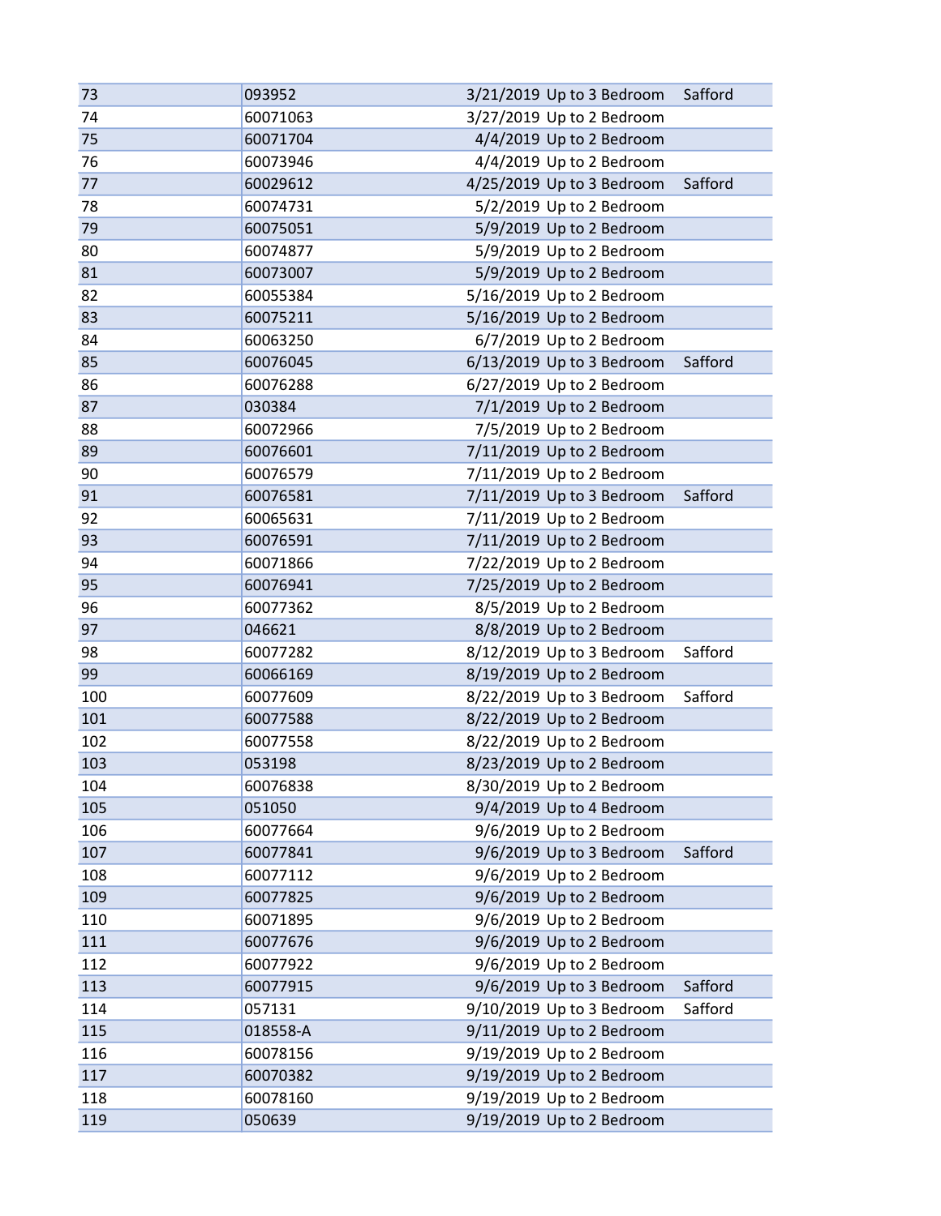| | | | | |
|---|---|---|---|---|
| 73 | 093952 | 3/21/2019 | Up to 3 Bedroom | Safford |
| 74 | 60071063 | 3/27/2019 | Up to 2 Bedroom | |
| 75 | 60071704 | 4/4/2019 | Up to 2 Bedroom | |
| 76 | 60073946 | 4/4/2019 | Up to 2 Bedroom | |
| 77 | 60029612 | 4/25/2019 | Up to 3 Bedroom | Safford |
| 78 | 60074731 | 5/2/2019 | Up to 2 Bedroom | |
| 79 | 60075051 | 5/9/2019 | Up to 2 Bedroom | |
| 80 | 60074877 | 5/9/2019 | Up to 2 Bedroom | |
| 81 | 60073007 | 5/9/2019 | Up to 2 Bedroom | |
| 82 | 60055384 | 5/16/2019 | Up to 2 Bedroom | |
| 83 | 60075211 | 5/16/2019 | Up to 2 Bedroom | |
| 84 | 60063250 | 6/7/2019 | Up to 2 Bedroom | |
| 85 | 60076045 | 6/13/2019 | Up to 3 Bedroom | Safford |
| 86 | 60076288 | 6/27/2019 | Up to 2 Bedroom | |
| 87 | 030384 | 7/1/2019 | Up to 2 Bedroom | |
| 88 | 60072966 | 7/5/2019 | Up to 2 Bedroom | |
| 89 | 60076601 | 7/11/2019 | Up to 2 Bedroom | |
| 90 | 60076579 | 7/11/2019 | Up to 2 Bedroom | |
| 91 | 60076581 | 7/11/2019 | Up to 3 Bedroom | Safford |
| 92 | 60065631 | 7/11/2019 | Up to 2 Bedroom | |
| 93 | 60076591 | 7/11/2019 | Up to 2 Bedroom | |
| 94 | 60071866 | 7/22/2019 | Up to 2 Bedroom | |
| 95 | 60076941 | 7/25/2019 | Up to 2 Bedroom | |
| 96 | 60077362 | 8/5/2019 | Up to 2 Bedroom | |
| 97 | 046621 | 8/8/2019 | Up to 2 Bedroom | |
| 98 | 60077282 | 8/12/2019 | Up to 3 Bedroom | Safford |
| 99 | 60066169 | 8/19/2019 | Up to 2 Bedroom | |
| 100 | 60077609 | 8/22/2019 | Up to 3 Bedroom | Safford |
| 101 | 60077588 | 8/22/2019 | Up to 2 Bedroom | |
| 102 | 60077558 | 8/22/2019 | Up to 2 Bedroom | |
| 103 | 053198 | 8/23/2019 | Up to 2 Bedroom | |
| 104 | 60076838 | 8/30/2019 | Up to 2 Bedroom | |
| 105 | 051050 | 9/4/2019 | Up to 4 Bedroom | |
| 106 | 60077664 | 9/6/2019 | Up to 2 Bedroom | |
| 107 | 60077841 | 9/6/2019 | Up to 3 Bedroom | Safford |
| 108 | 60077112 | 9/6/2019 | Up to 2 Bedroom | |
| 109 | 60077825 | 9/6/2019 | Up to 2 Bedroom | |
| 110 | 60071895 | 9/6/2019 | Up to 2 Bedroom | |
| 111 | 60077676 | 9/6/2019 | Up to 2 Bedroom | |
| 112 | 60077922 | 9/6/2019 | Up to 2 Bedroom | |
| 113 | 60077915 | 9/6/2019 | Up to 3 Bedroom | Safford |
| 114 | 057131 | 9/10/2019 | Up to 3 Bedroom | Safford |
| 115 | 018558-A | 9/11/2019 | Up to 2 Bedroom | |
| 116 | 60078156 | 9/19/2019 | Up to 2 Bedroom | |
| 117 | 60070382 | 9/19/2019 | Up to 2 Bedroom | |
| 118 | 60078160 | 9/19/2019 | Up to 2 Bedroom | |
| 119 | 050639 | 9/19/2019 | Up to 2 Bedroom | |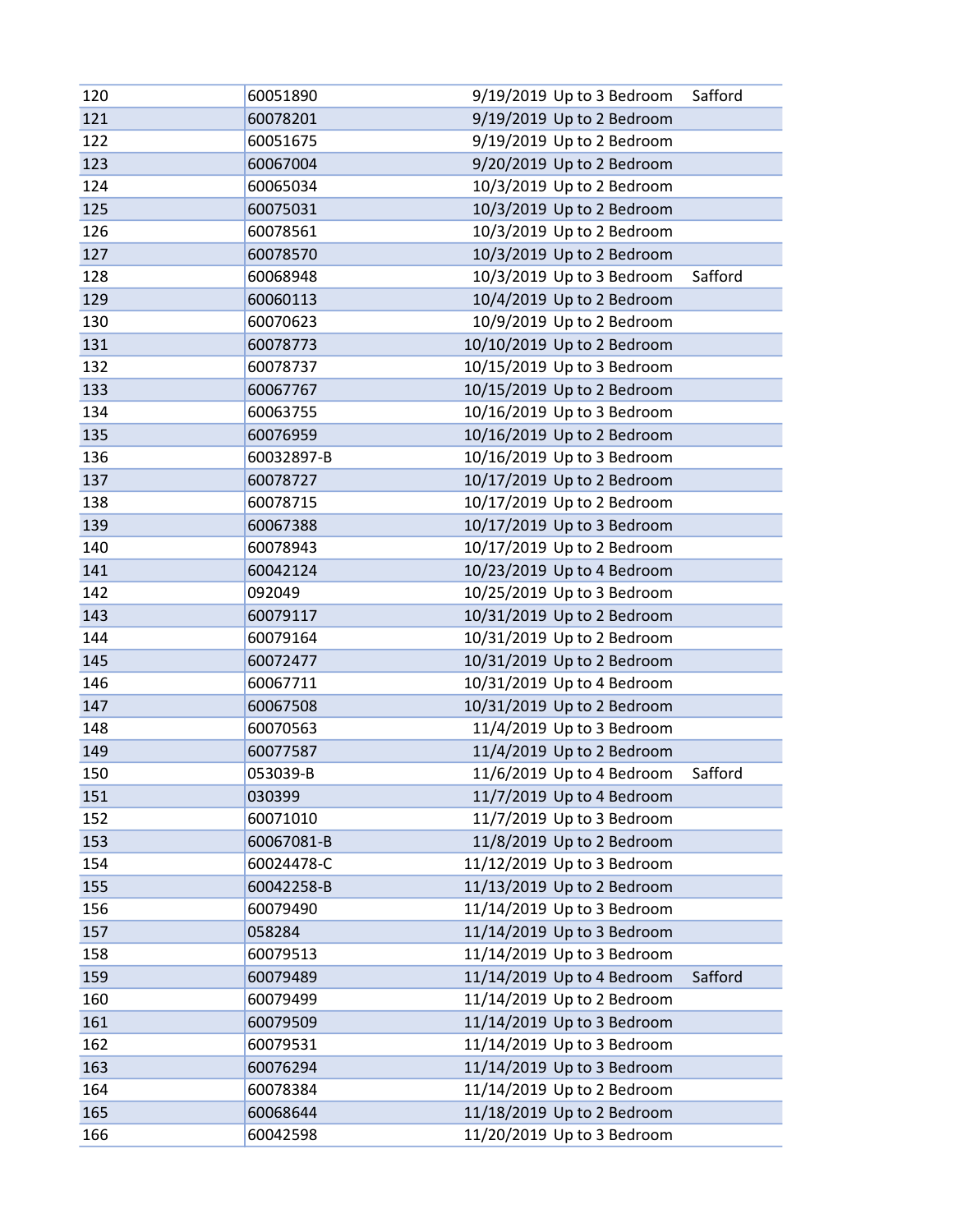| | | | | |
|---|---|---|---|---|
| 120 | 60051890 | 9/19/2019 | Up to 3 Bedroom | Safford |
| 121 | 60078201 | 9/19/2019 | Up to 2 Bedroom | |
| 122 | 60051675 | 9/19/2019 | Up to 2 Bedroom | |
| 123 | 60067004 | 9/20/2019 | Up to 2 Bedroom | |
| 124 | 60065034 | 10/3/2019 | Up to 2 Bedroom | |
| 125 | 60075031 | 10/3/2019 | Up to 2 Bedroom | |
| 126 | 60078561 | 10/3/2019 | Up to 2 Bedroom | |
| 127 | 60078570 | 10/3/2019 | Up to 2 Bedroom | |
| 128 | 60068948 | 10/3/2019 | Up to 3 Bedroom | Safford |
| 129 | 60060113 | 10/4/2019 | Up to 2 Bedroom | |
| 130 | 60070623 | 10/9/2019 | Up to 2 Bedroom | |
| 131 | 60078773 | 10/10/2019 | Up to 2 Bedroom | |
| 132 | 60078737 | 10/15/2019 | Up to 3 Bedroom | |
| 133 | 60067767 | 10/15/2019 | Up to 2 Bedroom | |
| 134 | 60063755 | 10/16/2019 | Up to 3 Bedroom | |
| 135 | 60076959 | 10/16/2019 | Up to 2 Bedroom | |
| 136 | 60032897-B | 10/16/2019 | Up to 3 Bedroom | |
| 137 | 60078727 | 10/17/2019 | Up to 2 Bedroom | |
| 138 | 60078715 | 10/17/2019 | Up to 2 Bedroom | |
| 139 | 60067388 | 10/17/2019 | Up to 3 Bedroom | |
| 140 | 60078943 | 10/17/2019 | Up to 2 Bedroom | |
| 141 | 60042124 | 10/23/2019 | Up to 4 Bedroom | |
| 142 | 092049 | 10/25/2019 | Up to 3 Bedroom | |
| 143 | 60079117 | 10/31/2019 | Up to 2 Bedroom | |
| 144 | 60079164 | 10/31/2019 | Up to 2 Bedroom | |
| 145 | 60072477 | 10/31/2019 | Up to 2 Bedroom | |
| 146 | 60067711 | 10/31/2019 | Up to 4 Bedroom | |
| 147 | 60067508 | 10/31/2019 | Up to 2 Bedroom | |
| 148 | 60070563 | 11/4/2019 | Up to 3 Bedroom | |
| 149 | 60077587 | 11/4/2019 | Up to 2 Bedroom | |
| 150 | 053039-B | 11/6/2019 | Up to 4 Bedroom | Safford |
| 151 | 030399 | 11/7/2019 | Up to 4 Bedroom | |
| 152 | 60071010 | 11/7/2019 | Up to 3 Bedroom | |
| 153 | 60067081-B | 11/8/2019 | Up to 2 Bedroom | |
| 154 | 60024478-C | 11/12/2019 | Up to 3 Bedroom | |
| 155 | 60042258-B | 11/13/2019 | Up to 2 Bedroom | |
| 156 | 60079490 | 11/14/2019 | Up to 3 Bedroom | |
| 157 | 058284 | 11/14/2019 | Up to 3 Bedroom | |
| 158 | 60079513 | 11/14/2019 | Up to 3 Bedroom | |
| 159 | 60079489 | 11/14/2019 | Up to 4 Bedroom | Safford |
| 160 | 60079499 | 11/14/2019 | Up to 2 Bedroom | |
| 161 | 60079509 | 11/14/2019 | Up to 3 Bedroom | |
| 162 | 60079531 | 11/14/2019 | Up to 3 Bedroom | |
| 163 | 60076294 | 11/14/2019 | Up to 3 Bedroom | |
| 164 | 60078384 | 11/14/2019 | Up to 2 Bedroom | |
| 165 | 60068644 | 11/18/2019 | Up to 2 Bedroom | |
| 166 | 60042598 | 11/20/2019 | Up to 3 Bedroom | |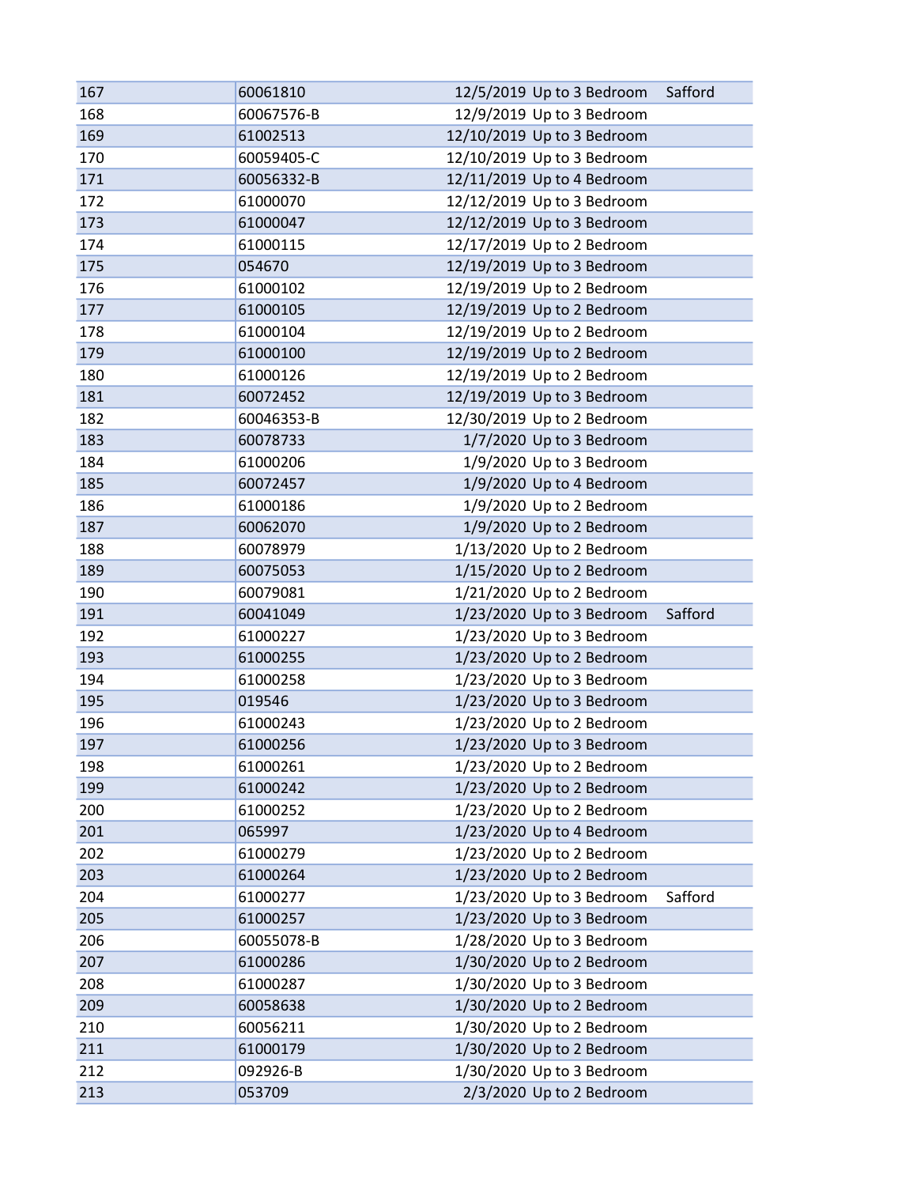| | | | | |
|---|---|---|---|---|
| 167 | 60061810 | 12/5/2019 | Up to 3 Bedroom | Safford |
| 168 | 60067576-B | 12/9/2019 | Up to 3 Bedroom | |
| 169 | 61002513 | 12/10/2019 | Up to 3 Bedroom | |
| 170 | 60059405-C | 12/10/2019 | Up to 3 Bedroom | |
| 171 | 60056332-B | 12/11/2019 | Up to 4 Bedroom | |
| 172 | 61000070 | 12/12/2019 | Up to 3 Bedroom | |
| 173 | 61000047 | 12/12/2019 | Up to 3 Bedroom | |
| 174 | 61000115 | 12/17/2019 | Up to 2 Bedroom | |
| 175 | 054670 | 12/19/2019 | Up to 3 Bedroom | |
| 176 | 61000102 | 12/19/2019 | Up to 2 Bedroom | |
| 177 | 61000105 | 12/19/2019 | Up to 2 Bedroom | |
| 178 | 61000104 | 12/19/2019 | Up to 2 Bedroom | |
| 179 | 61000100 | 12/19/2019 | Up to 2 Bedroom | |
| 180 | 61000126 | 12/19/2019 | Up to 2 Bedroom | |
| 181 | 60072452 | 12/19/2019 | Up to 3 Bedroom | |
| 182 | 60046353-B | 12/30/2019 | Up to 2 Bedroom | |
| 183 | 60078733 | 1/7/2020 | Up to 3 Bedroom | |
| 184 | 61000206 | 1/9/2020 | Up to 3 Bedroom | |
| 185 | 60072457 | 1/9/2020 | Up to 4 Bedroom | |
| 186 | 61000186 | 1/9/2020 | Up to 2 Bedroom | |
| 187 | 60062070 | 1/9/2020 | Up to 2 Bedroom | |
| 188 | 60078979 | 1/13/2020 | Up to 2 Bedroom | |
| 189 | 60075053 | 1/15/2020 | Up to 2 Bedroom | |
| 190 | 60079081 | 1/21/2020 | Up to 2 Bedroom | |
| 191 | 60041049 | 1/23/2020 | Up to 3 Bedroom | Safford |
| 192 | 61000227 | 1/23/2020 | Up to 3 Bedroom | |
| 193 | 61000255 | 1/23/2020 | Up to 2 Bedroom | |
| 194 | 61000258 | 1/23/2020 | Up to 3 Bedroom | |
| 195 | 019546 | 1/23/2020 | Up to 3 Bedroom | |
| 196 | 61000243 | 1/23/2020 | Up to 2 Bedroom | |
| 197 | 61000256 | 1/23/2020 | Up to 3 Bedroom | |
| 198 | 61000261 | 1/23/2020 | Up to 2 Bedroom | |
| 199 | 61000242 | 1/23/2020 | Up to 2 Bedroom | |
| 200 | 61000252 | 1/23/2020 | Up to 2 Bedroom | |
| 201 | 065997 | 1/23/2020 | Up to 4 Bedroom | |
| 202 | 61000279 | 1/23/2020 | Up to 2 Bedroom | |
| 203 | 61000264 | 1/23/2020 | Up to 2 Bedroom | |
| 204 | 61000277 | 1/23/2020 | Up to 3 Bedroom | Safford |
| 205 | 61000257 | 1/23/2020 | Up to 3 Bedroom | |
| 206 | 60055078-B | 1/28/2020 | Up to 3 Bedroom | |
| 207 | 61000286 | 1/30/2020 | Up to 2 Bedroom | |
| 208 | 61000287 | 1/30/2020 | Up to 3 Bedroom | |
| 209 | 60058638 | 1/30/2020 | Up to 2 Bedroom | |
| 210 | 60056211 | 1/30/2020 | Up to 2 Bedroom | |
| 211 | 61000179 | 1/30/2020 | Up to 2 Bedroom | |
| 212 | 092926-B | 1/30/2020 | Up to 3 Bedroom | |
| 213 | 053709 | 2/3/2020 | Up to 2 Bedroom | |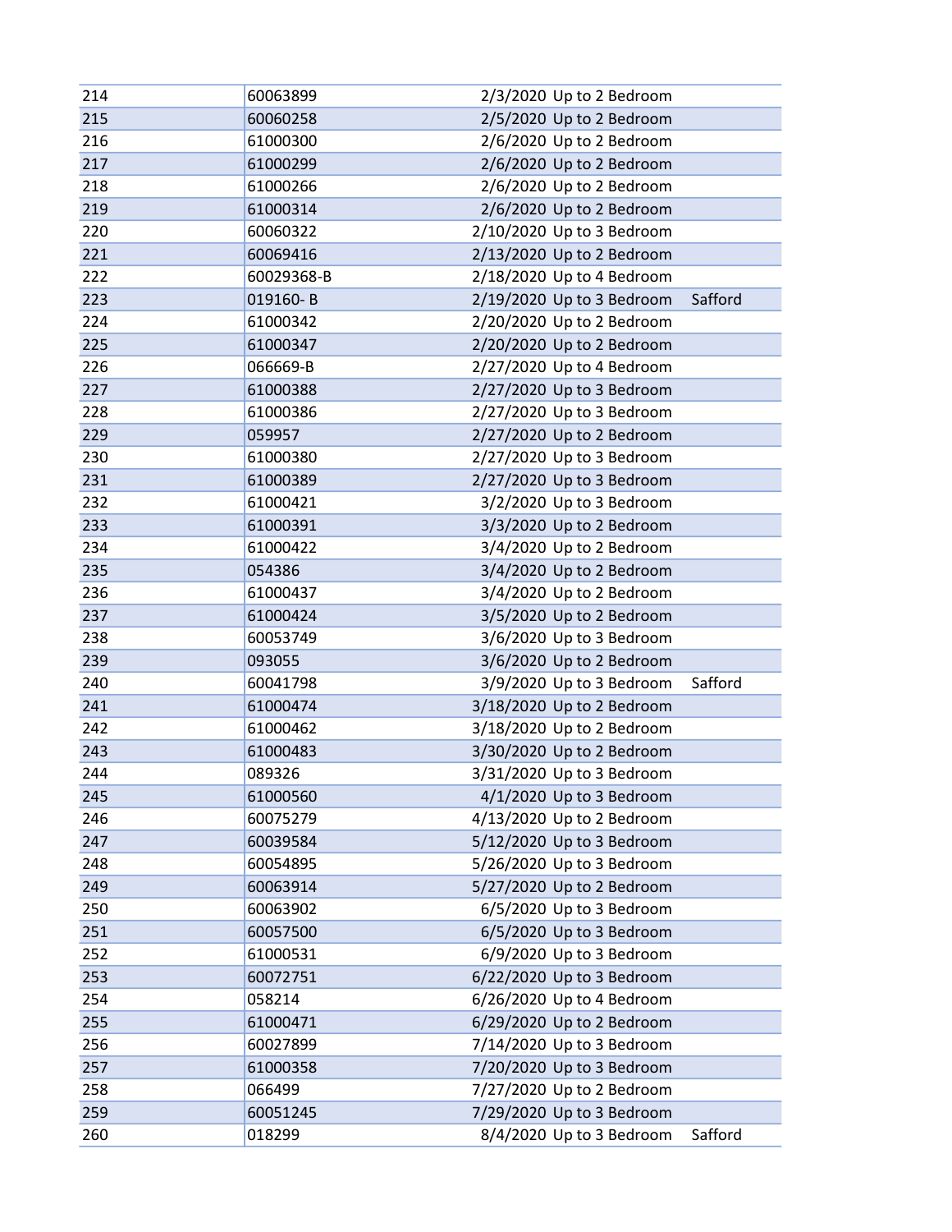| | | | | |
|---|---|---|---|---|
| 214 | 60063899 | 2/3/2020 | Up to 2 Bedroom | |
| 215 | 60060258 | 2/5/2020 | Up to 2 Bedroom | |
| 216 | 61000300 | 2/6/2020 | Up to 2 Bedroom | |
| 217 | 61000299 | 2/6/2020 | Up to 2 Bedroom | |
| 218 | 61000266 | 2/6/2020 | Up to 2 Bedroom | |
| 219 | 61000314 | 2/6/2020 | Up to 2 Bedroom | |
| 220 | 60060322 | 2/10/2020 | Up to 3 Bedroom | |
| 221 | 60069416 | 2/13/2020 | Up to 2 Bedroom | |
| 222 | 60029368-B | 2/18/2020 | Up to 4 Bedroom | |
| 223 | 019160- B | 2/19/2020 | Up to 3 Bedroom | Safford |
| 224 | 61000342 | 2/20/2020 | Up to 2 Bedroom | |
| 225 | 61000347 | 2/20/2020 | Up to 2 Bedroom | |
| 226 | 066669-B | 2/27/2020 | Up to 4 Bedroom | |
| 227 | 61000388 | 2/27/2020 | Up to 3 Bedroom | |
| 228 | 61000386 | 2/27/2020 | Up to 3 Bedroom | |
| 229 | 059957 | 2/27/2020 | Up to 2 Bedroom | |
| 230 | 61000380 | 2/27/2020 | Up to 3 Bedroom | |
| 231 | 61000389 | 2/27/2020 | Up to 3 Bedroom | |
| 232 | 61000421 | 3/2/2020 | Up to 3 Bedroom | |
| 233 | 61000391 | 3/3/2020 | Up to 2 Bedroom | |
| 234 | 61000422 | 3/4/2020 | Up to 2 Bedroom | |
| 235 | 054386 | 3/4/2020 | Up to 2 Bedroom | |
| 236 | 61000437 | 3/4/2020 | Up to 2 Bedroom | |
| 237 | 61000424 | 3/5/2020 | Up to 2 Bedroom | |
| 238 | 60053749 | 3/6/2020 | Up to 3 Bedroom | |
| 239 | 093055 | 3/6/2020 | Up to 2 Bedroom | |
| 240 | 60041798 | 3/9/2020 | Up to 3 Bedroom | Safford |
| 241 | 61000474 | 3/18/2020 | Up to 2 Bedroom | |
| 242 | 61000462 | 3/18/2020 | Up to 2 Bedroom | |
| 243 | 61000483 | 3/30/2020 | Up to 2 Bedroom | |
| 244 | 089326 | 3/31/2020 | Up to 3 Bedroom | |
| 245 | 61000560 | 4/1/2020 | Up to 3 Bedroom | |
| 246 | 60075279 | 4/13/2020 | Up to 2 Bedroom | |
| 247 | 60039584 | 5/12/2020 | Up to 3 Bedroom | |
| 248 | 60054895 | 5/26/2020 | Up to 3 Bedroom | |
| 249 | 60063914 | 5/27/2020 | Up to 2 Bedroom | |
| 250 | 60063902 | 6/5/2020 | Up to 3 Bedroom | |
| 251 | 60057500 | 6/5/2020 | Up to 3 Bedroom | |
| 252 | 61000531 | 6/9/2020 | Up to 3 Bedroom | |
| 253 | 60072751 | 6/22/2020 | Up to 3 Bedroom | |
| 254 | 058214 | 6/26/2020 | Up to 4 Bedroom | |
| 255 | 61000471 | 6/29/2020 | Up to 2 Bedroom | |
| 256 | 60027899 | 7/14/2020 | Up to 3 Bedroom | |
| 257 | 61000358 | 7/20/2020 | Up to 3 Bedroom | |
| 258 | 066499 | 7/27/2020 | Up to 2 Bedroom | |
| 259 | 60051245 | 7/29/2020 | Up to 3 Bedroom | |
| 260 | 018299 | 8/4/2020 | Up to 3 Bedroom | Safford |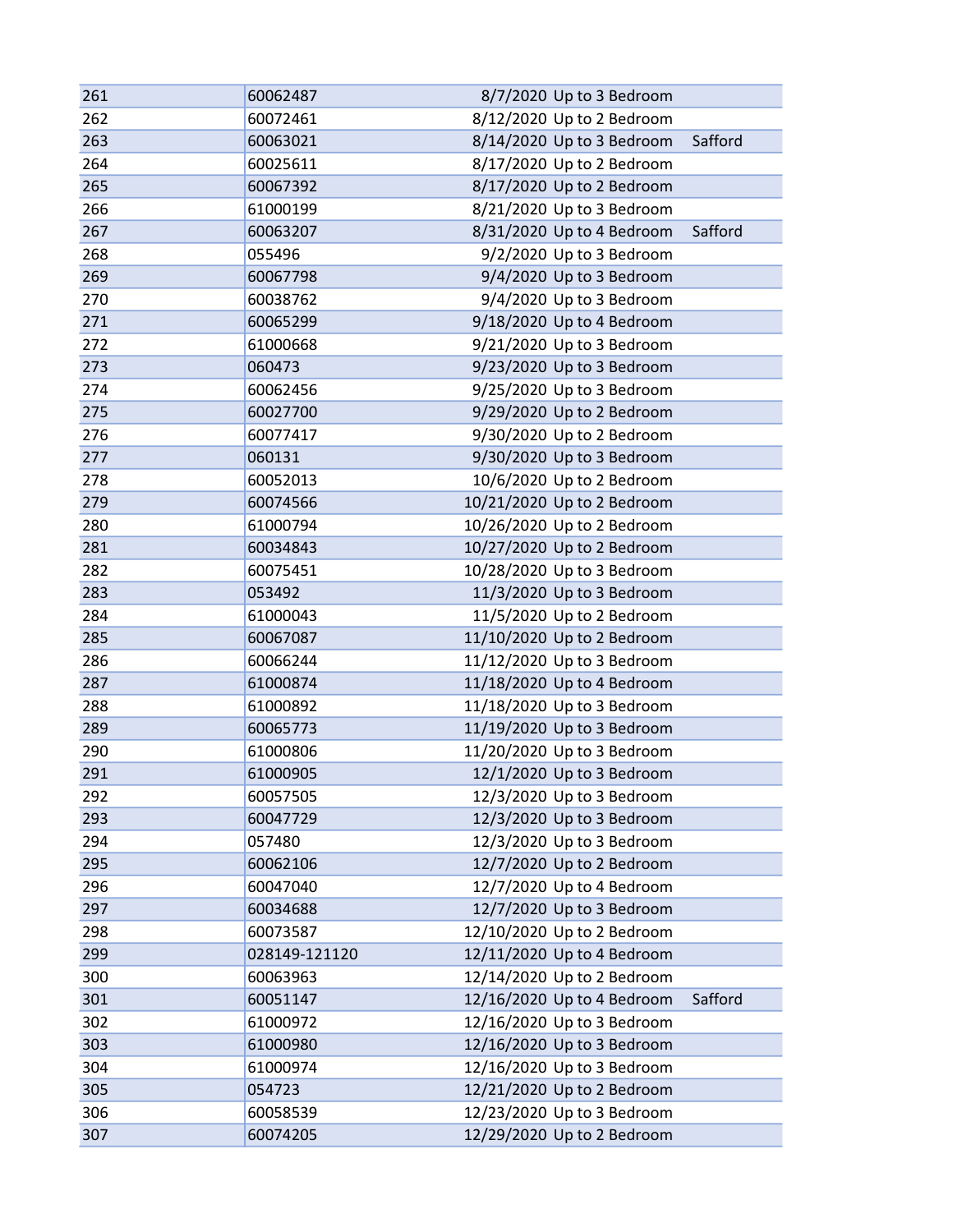| | | | | |
|---|---|---|---|---|
| 261 | 60062487 | 8/7/2020 | Up to 3 Bedroom | |
| 262 | 60072461 | 8/12/2020 | Up to 2 Bedroom | |
| 263 | 60063021 | 8/14/2020 | Up to 3 Bedroom | Safford |
| 264 | 60025611 | 8/17/2020 | Up to 2 Bedroom | |
| 265 | 60067392 | 8/17/2020 | Up to 2 Bedroom | |
| 266 | 61000199 | 8/21/2020 | Up to 3 Bedroom | |
| 267 | 60063207 | 8/31/2020 | Up to 4 Bedroom | Safford |
| 268 | 055496 | 9/2/2020 | Up to 3 Bedroom | |
| 269 | 60067798 | 9/4/2020 | Up to 3 Bedroom | |
| 270 | 60038762 | 9/4/2020 | Up to 3 Bedroom | |
| 271 | 60065299 | 9/18/2020 | Up to 4 Bedroom | |
| 272 | 61000668 | 9/21/2020 | Up to 3 Bedroom | |
| 273 | 060473 | 9/23/2020 | Up to 3 Bedroom | |
| 274 | 60062456 | 9/25/2020 | Up to 3 Bedroom | |
| 275 | 60027700 | 9/29/2020 | Up to 2 Bedroom | |
| 276 | 60077417 | 9/30/2020 | Up to 2 Bedroom | |
| 277 | 060131 | 9/30/2020 | Up to 3 Bedroom | |
| 278 | 60052013 | 10/6/2020 | Up to 2 Bedroom | |
| 279 | 60074566 | 10/21/2020 | Up to 2 Bedroom | |
| 280 | 61000794 | 10/26/2020 | Up to 2 Bedroom | |
| 281 | 60034843 | 10/27/2020 | Up to 2 Bedroom | |
| 282 | 60075451 | 10/28/2020 | Up to 3 Bedroom | |
| 283 | 053492 | 11/3/2020 | Up to 3 Bedroom | |
| 284 | 61000043 | 11/5/2020 | Up to 2 Bedroom | |
| 285 | 60067087 | 11/10/2020 | Up to 2 Bedroom | |
| 286 | 60066244 | 11/12/2020 | Up to 3 Bedroom | |
| 287 | 61000874 | 11/18/2020 | Up to 4 Bedroom | |
| 288 | 61000892 | 11/18/2020 | Up to 3 Bedroom | |
| 289 | 60065773 | 11/19/2020 | Up to 3 Bedroom | |
| 290 | 61000806 | 11/20/2020 | Up to 3 Bedroom | |
| 291 | 61000905 | 12/1/2020 | Up to 3 Bedroom | |
| 292 | 60057505 | 12/3/2020 | Up to 3 Bedroom | |
| 293 | 60047729 | 12/3/2020 | Up to 3 Bedroom | |
| 294 | 057480 | 12/3/2020 | Up to 3 Bedroom | |
| 295 | 60062106 | 12/7/2020 | Up to 2 Bedroom | |
| 296 | 60047040 | 12/7/2020 | Up to 4 Bedroom | |
| 297 | 60034688 | 12/7/2020 | Up to 3 Bedroom | |
| 298 | 60073587 | 12/10/2020 | Up to 2 Bedroom | |
| 299 | 028149-121120 | 12/11/2020 | Up to 4 Bedroom | |
| 300 | 60063963 | 12/14/2020 | Up to 2 Bedroom | |
| 301 | 60051147 | 12/16/2020 | Up to 4 Bedroom | Safford |
| 302 | 61000972 | 12/16/2020 | Up to 3 Bedroom | |
| 303 | 61000980 | 12/16/2020 | Up to 3 Bedroom | |
| 304 | 61000974 | 12/16/2020 | Up to 3 Bedroom | |
| 305 | 054723 | 12/21/2020 | Up to 2 Bedroom | |
| 306 | 60058539 | 12/23/2020 | Up to 3 Bedroom | |
| 307 | 60074205 | 12/29/2020 | Up to 2 Bedroom | |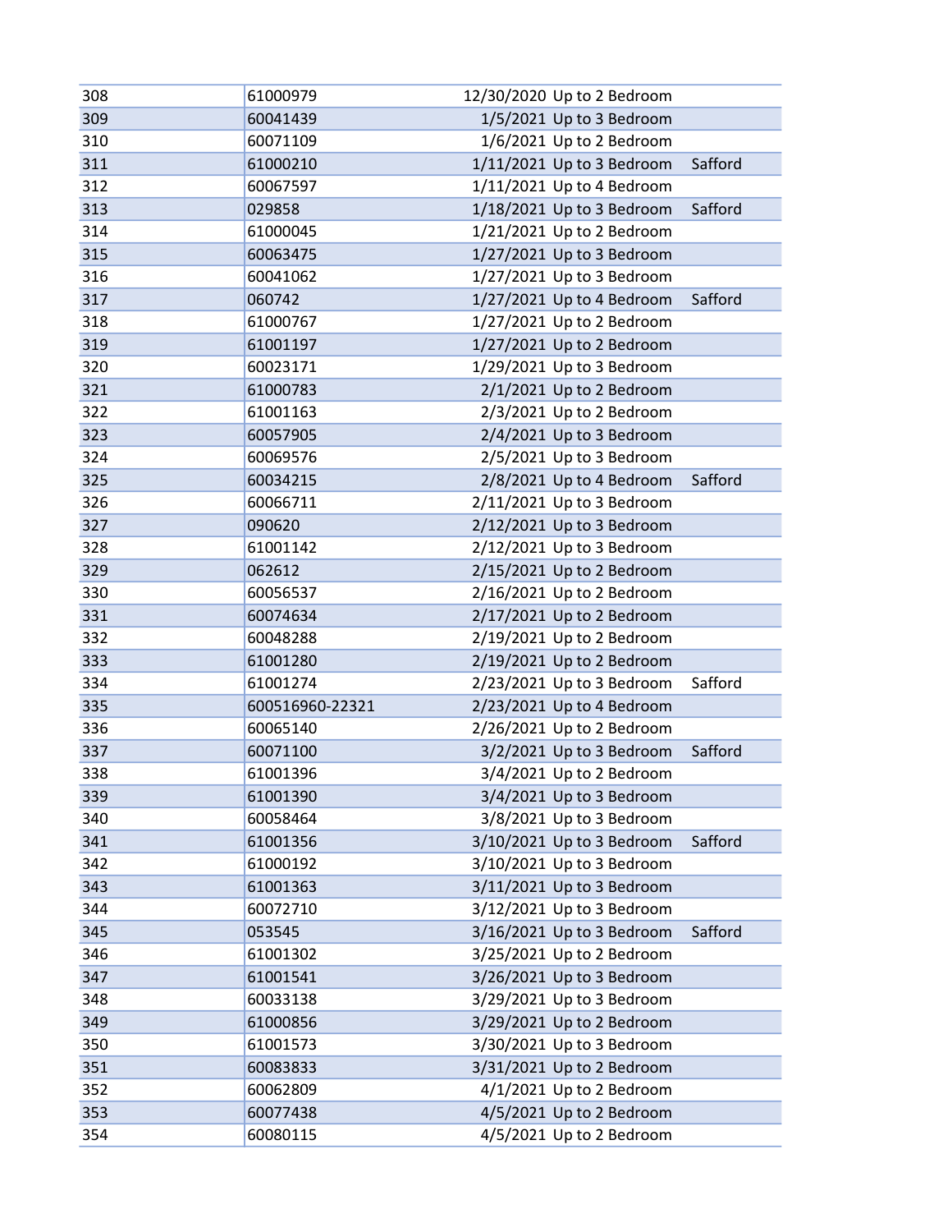| | | | | |
|---|---|---|---|---|
| 308 | 61000979 | 12/30/2020 | Up to 2 Bedroom | |
| 309 | 60041439 | 1/5/2021 | Up to 3 Bedroom | |
| 310 | 60071109 | 1/6/2021 | Up to 2 Bedroom | |
| 311 | 61000210 | 1/11/2021 | Up to 3 Bedroom | Safford |
| 312 | 60067597 | 1/11/2021 | Up to 4 Bedroom | |
| 313 | 029858 | 1/18/2021 | Up to 3 Bedroom | Safford |
| 314 | 61000045 | 1/21/2021 | Up to 2 Bedroom | |
| 315 | 60063475 | 1/27/2021 | Up to 3 Bedroom | |
| 316 | 60041062 | 1/27/2021 | Up to 3 Bedroom | |
| 317 | 060742 | 1/27/2021 | Up to 4 Bedroom | Safford |
| 318 | 61000767 | 1/27/2021 | Up to 2 Bedroom | |
| 319 | 61001197 | 1/27/2021 | Up to 2 Bedroom | |
| 320 | 60023171 | 1/29/2021 | Up to 3 Bedroom | |
| 321 | 61000783 | 2/1/2021 | Up to 2 Bedroom | |
| 322 | 61001163 | 2/3/2021 | Up to 2 Bedroom | |
| 323 | 60057905 | 2/4/2021 | Up to 3 Bedroom | |
| 324 | 60069576 | 2/5/2021 | Up to 3 Bedroom | |
| 325 | 60034215 | 2/8/2021 | Up to 4 Bedroom | Safford |
| 326 | 60066711 | 2/11/2021 | Up to 3 Bedroom | |
| 327 | 090620 | 2/12/2021 | Up to 3 Bedroom | |
| 328 | 61001142 | 2/12/2021 | Up to 3 Bedroom | |
| 329 | 062612 | 2/15/2021 | Up to 2 Bedroom | |
| 330 | 60056537 | 2/16/2021 | Up to 2 Bedroom | |
| 331 | 60074634 | 2/17/2021 | Up to 2 Bedroom | |
| 332 | 60048288 | 2/19/2021 | Up to 2 Bedroom | |
| 333 | 61001280 | 2/19/2021 | Up to 2 Bedroom | |
| 334 | 61001274 | 2/23/2021 | Up to 3 Bedroom | Safford |
| 335 | 600516960-22321 | 2/23/2021 | Up to 4 Bedroom | |
| 336 | 60065140 | 2/26/2021 | Up to 2 Bedroom | |
| 337 | 60071100 | 3/2/2021 | Up to 3 Bedroom | Safford |
| 338 | 61001396 | 3/4/2021 | Up to 2 Bedroom | |
| 339 | 61001390 | 3/4/2021 | Up to 3 Bedroom | |
| 340 | 60058464 | 3/8/2021 | Up to 3 Bedroom | |
| 341 | 61001356 | 3/10/2021 | Up to 3 Bedroom | Safford |
| 342 | 61000192 | 3/10/2021 | Up to 3 Bedroom | |
| 343 | 61001363 | 3/11/2021 | Up to 3 Bedroom | |
| 344 | 60072710 | 3/12/2021 | Up to 3 Bedroom | |
| 345 | 053545 | 3/16/2021 | Up to 3 Bedroom | Safford |
| 346 | 61001302 | 3/25/2021 | Up to 2 Bedroom | |
| 347 | 61001541 | 3/26/2021 | Up to 3 Bedroom | |
| 348 | 60033138 | 3/29/2021 | Up to 3 Bedroom | |
| 349 | 61000856 | 3/29/2021 | Up to 2 Bedroom | |
| 350 | 61001573 | 3/30/2021 | Up to 3 Bedroom | |
| 351 | 60083833 | 3/31/2021 | Up to 2 Bedroom | |
| 352 | 60062809 | 4/1/2021 | Up to 2 Bedroom | |
| 353 | 60077438 | 4/5/2021 | Up to 2 Bedroom | |
| 354 | 60080115 | 4/5/2021 | Up to 2 Bedroom | |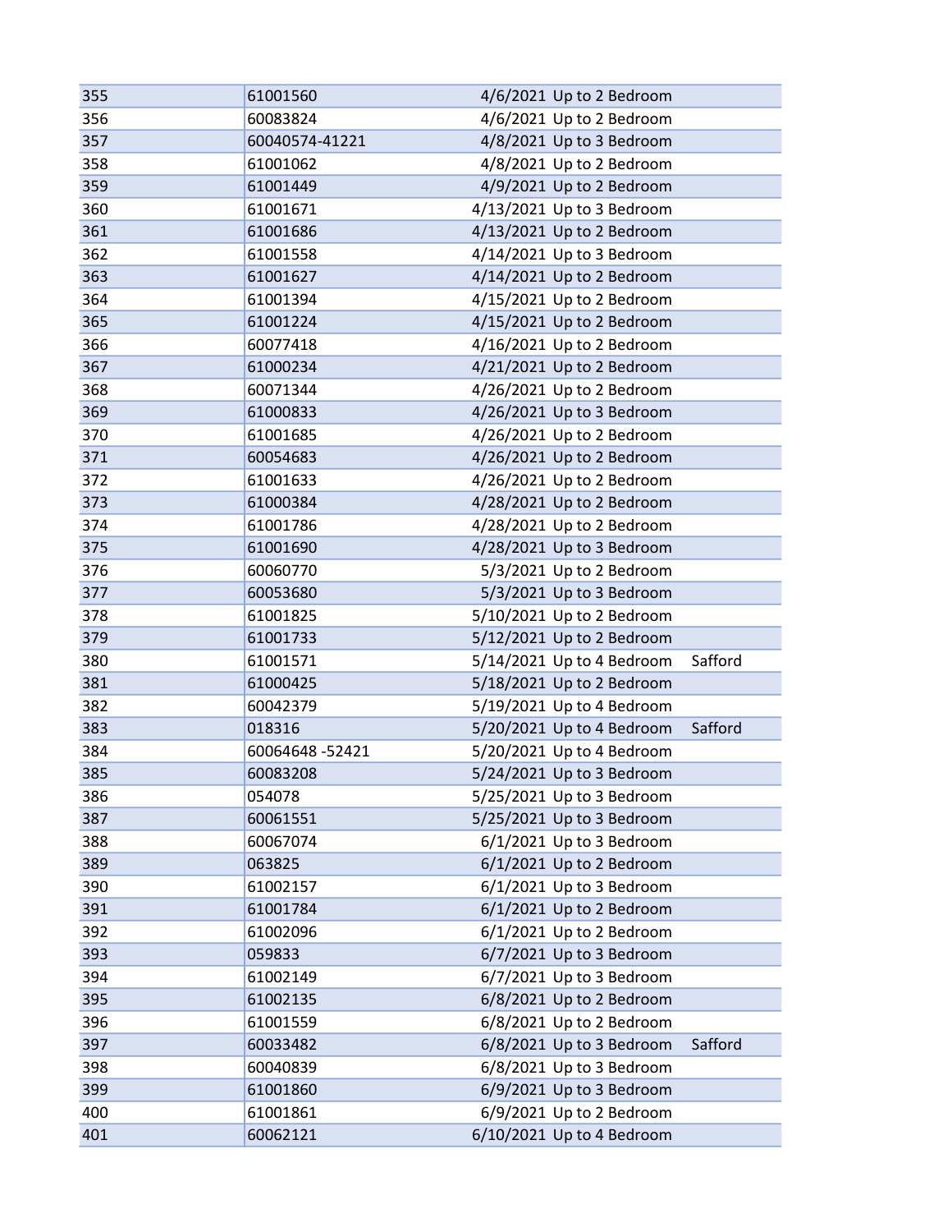| | | | | |
|---|---|---|---|---|
| 355 | 61001560 | 4/6/2021 | Up to 2 Bedroom | |
| 356 | 60083824 | 4/6/2021 | Up to 2 Bedroom | |
| 357 | 60040574-41221 | 4/8/2021 | Up to 3 Bedroom | |
| 358 | 61001062 | 4/8/2021 | Up to 2 Bedroom | |
| 359 | 61001449 | 4/9/2021 | Up to 2 Bedroom | |
| 360 | 61001671 | 4/13/2021 | Up to 3 Bedroom | |
| 361 | 61001686 | 4/13/2021 | Up to 2 Bedroom | |
| 362 | 61001558 | 4/14/2021 | Up to 3 Bedroom | |
| 363 | 61001627 | 4/14/2021 | Up to 2 Bedroom | |
| 364 | 61001394 | 4/15/2021 | Up to 2 Bedroom | |
| 365 | 61001224 | 4/15/2021 | Up to 2 Bedroom | |
| 366 | 60077418 | 4/16/2021 | Up to 2 Bedroom | |
| 367 | 61000234 | 4/21/2021 | Up to 2 Bedroom | |
| 368 | 60071344 | 4/26/2021 | Up to 2 Bedroom | |
| 369 | 61000833 | 4/26/2021 | Up to 3 Bedroom | |
| 370 | 61001685 | 4/26/2021 | Up to 2 Bedroom | |
| 371 | 60054683 | 4/26/2021 | Up to 2 Bedroom | |
| 372 | 61001633 | 4/26/2021 | Up to 2 Bedroom | |
| 373 | 61000384 | 4/28/2021 | Up to 2 Bedroom | |
| 374 | 61001786 | 4/28/2021 | Up to 2 Bedroom | |
| 375 | 61001690 | 4/28/2021 | Up to 3 Bedroom | |
| 376 | 60060770 | 5/3/2021 | Up to 2 Bedroom | |
| 377 | 60053680 | 5/3/2021 | Up to 3 Bedroom | |
| 378 | 61001825 | 5/10/2021 | Up to 2 Bedroom | |
| 379 | 61001733 | 5/12/2021 | Up to 2 Bedroom | |
| 380 | 61001571 | 5/14/2021 | Up to 4 Bedroom | Safford |
| 381 | 61000425 | 5/18/2021 | Up to 2 Bedroom | |
| 382 | 60042379 | 5/19/2021 | Up to 4 Bedroom | |
| 383 | 018316 | 5/20/2021 | Up to 4 Bedroom | Safford |
| 384 | 60064648 -52421 | 5/20/2021 | Up to 4 Bedroom | |
| 385 | 60083208 | 5/24/2021 | Up to 3 Bedroom | |
| 386 | 054078 | 5/25/2021 | Up to 3 Bedroom | |
| 387 | 60061551 | 5/25/2021 | Up to 3 Bedroom | |
| 388 | 60067074 | 6/1/2021 | Up to 3 Bedroom | |
| 389 | 063825 | 6/1/2021 | Up to 2 Bedroom | |
| 390 | 61002157 | 6/1/2021 | Up to 3 Bedroom | |
| 391 | 61001784 | 6/1/2021 | Up to 2 Bedroom | |
| 392 | 61002096 | 6/1/2021 | Up to 2 Bedroom | |
| 393 | 059833 | 6/7/2021 | Up to 3 Bedroom | |
| 394 | 61002149 | 6/7/2021 | Up to 3 Bedroom | |
| 395 | 61002135 | 6/8/2021 | Up to 2 Bedroom | |
| 396 | 61001559 | 6/8/2021 | Up to 2 Bedroom | |
| 397 | 60033482 | 6/8/2021 | Up to 3 Bedroom | Safford |
| 398 | 60040839 | 6/8/2021 | Up to 3 Bedroom | |
| 399 | 61001860 | 6/9/2021 | Up to 3 Bedroom | |
| 400 | 61001861 | 6/9/2021 | Up to 2 Bedroom | |
| 401 | 60062121 | 6/10/2021 | Up to 4 Bedroom | |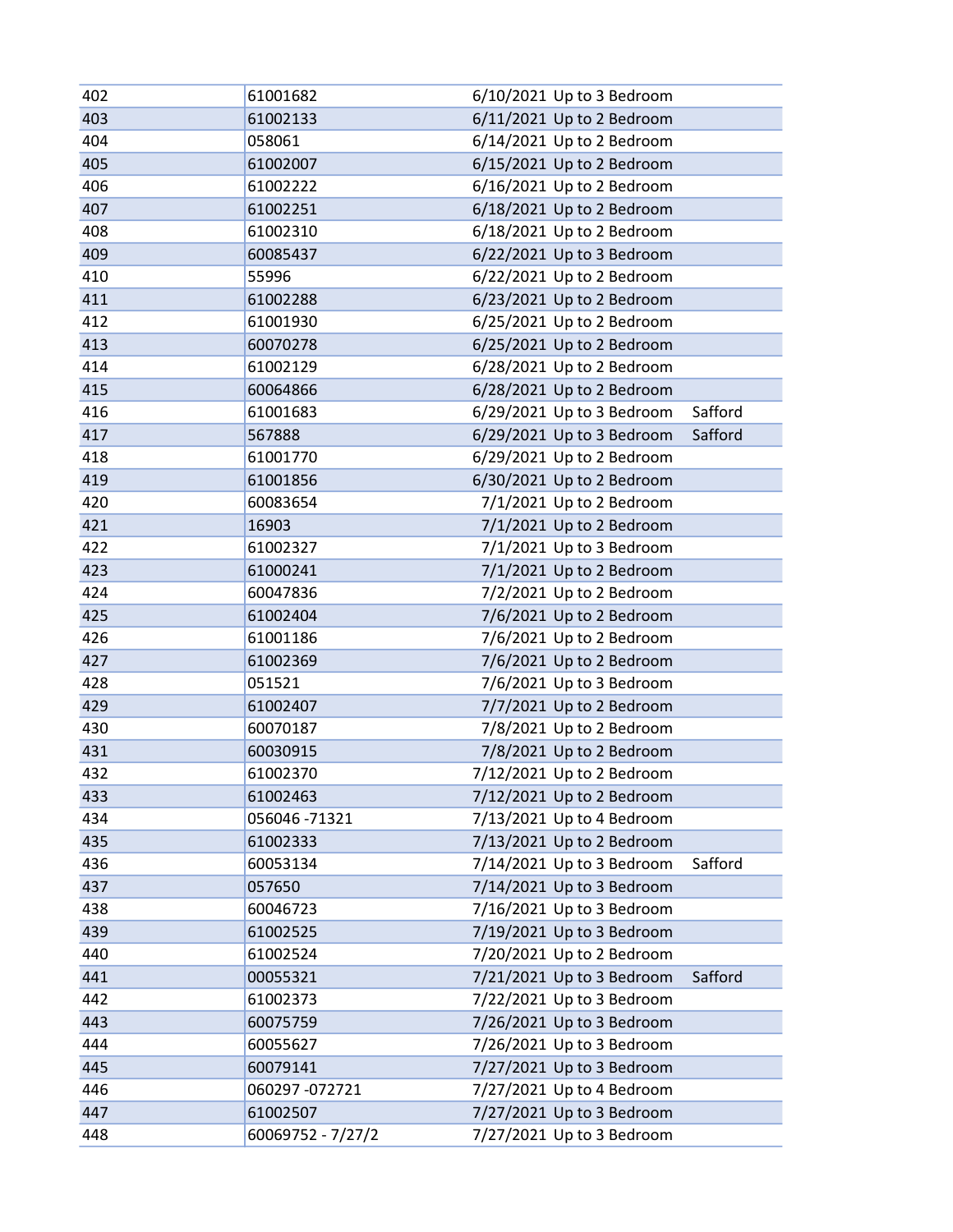| | | | |
|---|---|---|---|
| 402 | 61001682 | 6/10/2021 Up to 3 Bedroom | |
| 403 | 61002133 | 6/11/2021 Up to 2 Bedroom | |
| 404 | 058061 | 6/14/2021 Up to 2 Bedroom | |
| 405 | 61002007 | 6/15/2021 Up to 2 Bedroom | |
| 406 | 61002222 | 6/16/2021 Up to 2 Bedroom | |
| 407 | 61002251 | 6/18/2021 Up to 2 Bedroom | |
| 408 | 61002310 | 6/18/2021 Up to 2 Bedroom | |
| 409 | 60085437 | 6/22/2021 Up to 3 Bedroom | |
| 410 | 55996 | 6/22/2021 Up to 2 Bedroom | |
| 411 | 61002288 | 6/23/2021 Up to 2 Bedroom | |
| 412 | 61001930 | 6/25/2021 Up to 2 Bedroom | |
| 413 | 60070278 | 6/25/2021 Up to 2 Bedroom | |
| 414 | 61002129 | 6/28/2021 Up to 2 Bedroom | |
| 415 | 60064866 | 6/28/2021 Up to 2 Bedroom | |
| 416 | 61001683 | 6/29/2021 Up to 3 Bedroom | Safford |
| 417 | 567888 | 6/29/2021 Up to 3 Bedroom | Safford |
| 418 | 61001770 | 6/29/2021 Up to 2 Bedroom | |
| 419 | 61001856 | 6/30/2021 Up to 2 Bedroom | |
| 420 | 60083654 | 7/1/2021 Up to 2 Bedroom | |
| 421 | 16903 | 7/1/2021 Up to 2 Bedroom | |
| 422 | 61002327 | 7/1/2021 Up to 3 Bedroom | |
| 423 | 61000241 | 7/1/2021 Up to 2 Bedroom | |
| 424 | 60047836 | 7/2/2021 Up to 2 Bedroom | |
| 425 | 61002404 | 7/6/2021 Up to 2 Bedroom | |
| 426 | 61001186 | 7/6/2021 Up to 2 Bedroom | |
| 427 | 61002369 | 7/6/2021 Up to 2 Bedroom | |
| 428 | 051521 | 7/6/2021 Up to 3 Bedroom | |
| 429 | 61002407 | 7/7/2021 Up to 2 Bedroom | |
| 430 | 60070187 | 7/8/2021 Up to 2 Bedroom | |
| 431 | 60030915 | 7/8/2021 Up to 2 Bedroom | |
| 432 | 61002370 | 7/12/2021 Up to 2 Bedroom | |
| 433 | 61002463 | 7/12/2021 Up to 2 Bedroom | |
| 434 | 056046 -71321 | 7/13/2021 Up to 4 Bedroom | |
| 435 | 61002333 | 7/13/2021 Up to 2 Bedroom | |
| 436 | 60053134 | 7/14/2021 Up to 3 Bedroom | Safford |
| 437 | 057650 | 7/14/2021 Up to 3 Bedroom | |
| 438 | 60046723 | 7/16/2021 Up to 3 Bedroom | |
| 439 | 61002525 | 7/19/2021 Up to 3 Bedroom | |
| 440 | 61002524 | 7/20/2021 Up to 2 Bedroom | |
| 441 | 00055321 | 7/21/2021 Up to 3 Bedroom | Safford |
| 442 | 61002373 | 7/22/2021 Up to 3 Bedroom | |
| 443 | 60075759 | 7/26/2021 Up to 3 Bedroom | |
| 444 | 60055627 | 7/26/2021 Up to 3 Bedroom | |
| 445 | 60079141 | 7/27/2021 Up to 3 Bedroom | |
| 446 | 060297 -072721 | 7/27/2021 Up to 4 Bedroom | |
| 447 | 61002507 | 7/27/2021 Up to 3 Bedroom | |
| 448 | 60069752 - 7/27/2 | 7/27/2021 Up to 3 Bedroom | |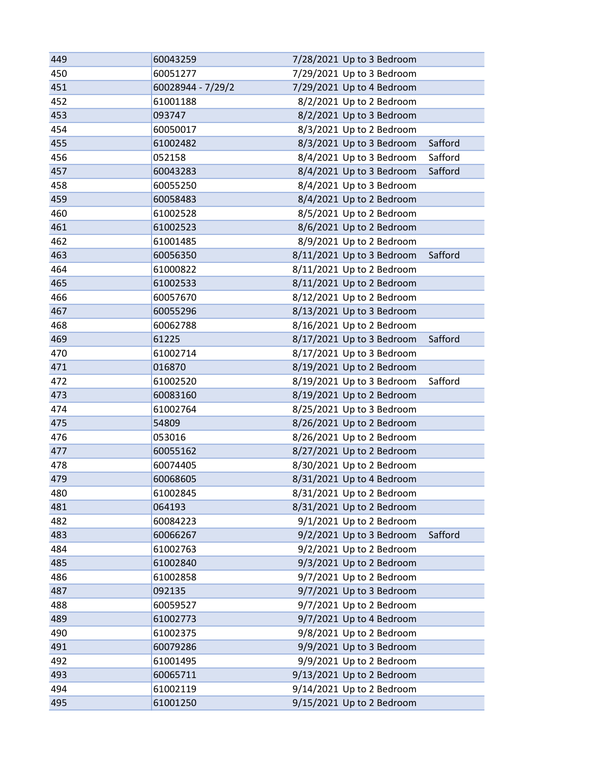| | | | | |
|---|---|---|---|---|
| 449 | 60043259 | 7/28/2021 | Up to 3 Bedroom | |
| 450 | 60051277 | 7/29/2021 | Up to 3 Bedroom | |
| 451 | 60028944 - 7/29/2 | 7/29/2021 | Up to 4 Bedroom | |
| 452 | 61001188 | 8/2/2021 | Up to 2 Bedroom | |
| 453 | 093747 | 8/2/2021 | Up to 3 Bedroom | |
| 454 | 60050017 | 8/3/2021 | Up to 2 Bedroom | |
| 455 | 61002482 | 8/3/2021 | Up to 3 Bedroom | Safford |
| 456 | 052158 | 8/4/2021 | Up to 3 Bedroom | Safford |
| 457 | 60043283 | 8/4/2021 | Up to 3 Bedroom | Safford |
| 458 | 60055250 | 8/4/2021 | Up to 3 Bedroom | |
| 459 | 60058483 | 8/4/2021 | Up to 2 Bedroom | |
| 460 | 61002528 | 8/5/2021 | Up to 2 Bedroom | |
| 461 | 61002523 | 8/6/2021 | Up to 2 Bedroom | |
| 462 | 61001485 | 8/9/2021 | Up to 2 Bedroom | |
| 463 | 60056350 | 8/11/2021 | Up to 3 Bedroom | Safford |
| 464 | 61000822 | 8/11/2021 | Up to 2 Bedroom | |
| 465 | 61002533 | 8/11/2021 | Up to 2 Bedroom | |
| 466 | 60057670 | 8/12/2021 | Up to 2 Bedroom | |
| 467 | 60055296 | 8/13/2021 | Up to 3 Bedroom | |
| 468 | 60062788 | 8/16/2021 | Up to 2 Bedroom | |
| 469 | 61225 | 8/17/2021 | Up to 3 Bedroom | Safford |
| 470 | 61002714 | 8/17/2021 | Up to 3 Bedroom | |
| 471 | 016870 | 8/19/2021 | Up to 2 Bedroom | |
| 472 | 61002520 | 8/19/2021 | Up to 3 Bedroom | Safford |
| 473 | 60083160 | 8/19/2021 | Up to 2 Bedroom | |
| 474 | 61002764 | 8/25/2021 | Up to 3 Bedroom | |
| 475 | 54809 | 8/26/2021 | Up to 2 Bedroom | |
| 476 | 053016 | 8/26/2021 | Up to 2 Bedroom | |
| 477 | 60055162 | 8/27/2021 | Up to 2 Bedroom | |
| 478 | 60074405 | 8/30/2021 | Up to 2 Bedroom | |
| 479 | 60068605 | 8/31/2021 | Up to 4 Bedroom | |
| 480 | 61002845 | 8/31/2021 | Up to 2 Bedroom | |
| 481 | 064193 | 8/31/2021 | Up to 2 Bedroom | |
| 482 | 60084223 | 9/1/2021 | Up to 2 Bedroom | |
| 483 | 60066267 | 9/2/2021 | Up to 3 Bedroom | Safford |
| 484 | 61002763 | 9/2/2021 | Up to 2 Bedroom | |
| 485 | 61002840 | 9/3/2021 | Up to 2 Bedroom | |
| 486 | 61002858 | 9/7/2021 | Up to 2 Bedroom | |
| 487 | 092135 | 9/7/2021 | Up to 3 Bedroom | |
| 488 | 60059527 | 9/7/2021 | Up to 2 Bedroom | |
| 489 | 61002773 | 9/7/2021 | Up to 4 Bedroom | |
| 490 | 61002375 | 9/8/2021 | Up to 2 Bedroom | |
| 491 | 60079286 | 9/9/2021 | Up to 3 Bedroom | |
| 492 | 61001495 | 9/9/2021 | Up to 2 Bedroom | |
| 493 | 60065711 | 9/13/2021 | Up to 2 Bedroom | |
| 494 | 61002119 | 9/14/2021 | Up to 2 Bedroom | |
| 495 | 61001250 | 9/15/2021 | Up to 2 Bedroom | |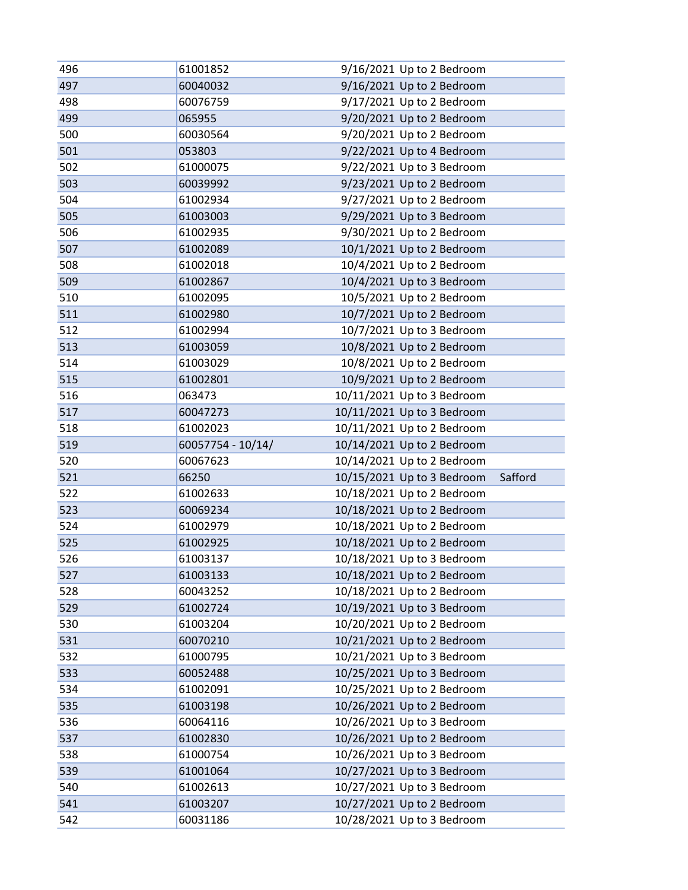| | | | | |
|---|---|---|---|---|
| 496 | 61001852 | 9/16/2021 | Up to 2 Bedroom | |
| 497 | 60040032 | 9/16/2021 | Up to 2 Bedroom | |
| 498 | 60076759 | 9/17/2021 | Up to 2 Bedroom | |
| 499 | 065955 | 9/20/2021 | Up to 2 Bedroom | |
| 500 | 60030564 | 9/20/2021 | Up to 2 Bedroom | |
| 501 | 053803 | 9/22/2021 | Up to 4 Bedroom | |
| 502 | 61000075 | 9/22/2021 | Up to 3 Bedroom | |
| 503 | 60039992 | 9/23/2021 | Up to 2 Bedroom | |
| 504 | 61002934 | 9/27/2021 | Up to 2 Bedroom | |
| 505 | 61003003 | 9/29/2021 | Up to 3 Bedroom | |
| 506 | 61002935 | 9/30/2021 | Up to 2 Bedroom | |
| 507 | 61002089 | 10/1/2021 | Up to 2 Bedroom | |
| 508 | 61002018 | 10/4/2021 | Up to 2 Bedroom | |
| 509 | 61002867 | 10/4/2021 | Up to 3 Bedroom | |
| 510 | 61002095 | 10/5/2021 | Up to 2 Bedroom | |
| 511 | 61002980 | 10/7/2021 | Up to 2 Bedroom | |
| 512 | 61002994 | 10/7/2021 | Up to 3 Bedroom | |
| 513 | 61003059 | 10/8/2021 | Up to 2 Bedroom | |
| 514 | 61003029 | 10/8/2021 | Up to 2 Bedroom | |
| 515 | 61002801 | 10/9/2021 | Up to 2 Bedroom | |
| 516 | 063473 | 10/11/2021 | Up to 3 Bedroom | |
| 517 | 60047273 | 10/11/2021 | Up to 3 Bedroom | |
| 518 | 61002023 | 10/11/2021 | Up to 2 Bedroom | |
| 519 | 60057754 - 10/14/ | 10/14/2021 | Up to 2 Bedroom | |
| 520 | 60067623 | 10/14/2021 | Up to 2 Bedroom | |
| 521 | 66250 | 10/15/2021 | Up to 3 Bedroom | Safford |
| 522 | 61002633 | 10/18/2021 | Up to 2 Bedroom | |
| 523 | 60069234 | 10/18/2021 | Up to 2 Bedroom | |
| 524 | 61002979 | 10/18/2021 | Up to 2 Bedroom | |
| 525 | 61002925 | 10/18/2021 | Up to 2 Bedroom | |
| 526 | 61003137 | 10/18/2021 | Up to 3 Bedroom | |
| 527 | 61003133 | 10/18/2021 | Up to 2 Bedroom | |
| 528 | 60043252 | 10/18/2021 | Up to 2 Bedroom | |
| 529 | 61002724 | 10/19/2021 | Up to 3 Bedroom | |
| 530 | 61003204 | 10/20/2021 | Up to 2 Bedroom | |
| 531 | 60070210 | 10/21/2021 | Up to 2 Bedroom | |
| 532 | 61000795 | 10/21/2021 | Up to 3 Bedroom | |
| 533 | 60052488 | 10/25/2021 | Up to 3 Bedroom | |
| 534 | 61002091 | 10/25/2021 | Up to 2 Bedroom | |
| 535 | 61003198 | 10/26/2021 | Up to 2 Bedroom | |
| 536 | 60064116 | 10/26/2021 | Up to 3 Bedroom | |
| 537 | 61002830 | 10/26/2021 | Up to 2 Bedroom | |
| 538 | 61000754 | 10/26/2021 | Up to 3 Bedroom | |
| 539 | 61001064 | 10/27/2021 | Up to 3 Bedroom | |
| 540 | 61002613 | 10/27/2021 | Up to 3 Bedroom | |
| 541 | 61003207 | 10/27/2021 | Up to 2 Bedroom | |
| 542 | 60031186 | 10/28/2021 | Up to 3 Bedroom | |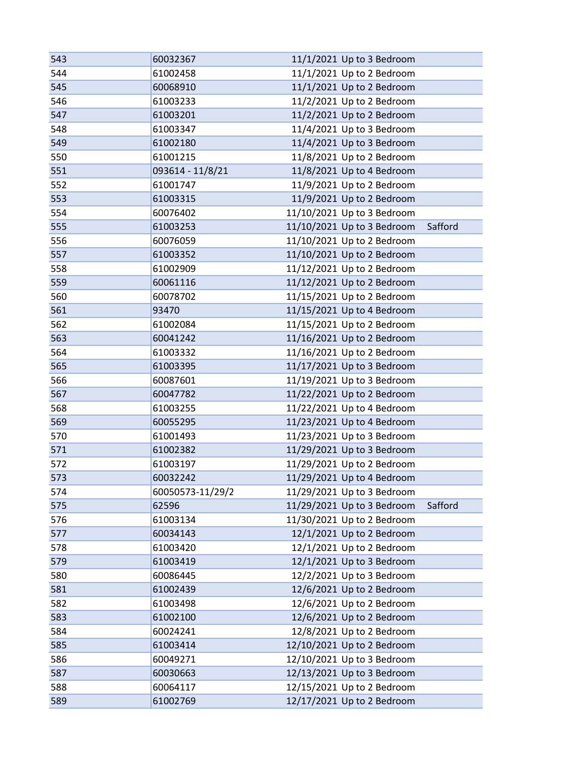| | | | | |
|---|---|---|---|---|
| 543 | 60032367 | 11/1/2021 | Up to 3 Bedroom | |
| 544 | 61002458 | 11/1/2021 | Up to 2 Bedroom | |
| 545 | 60068910 | 11/1/2021 | Up to 2 Bedroom | |
| 546 | 61003233 | 11/2/2021 | Up to 2 Bedroom | |
| 547 | 61003201 | 11/2/2021 | Up to 2 Bedroom | |
| 548 | 61003347 | 11/4/2021 | Up to 3 Bedroom | |
| 549 | 61002180 | 11/4/2021 | Up to 3 Bedroom | |
| 550 | 61001215 | 11/8/2021 | Up to 2 Bedroom | |
| 551 | 093614 - 11/8/21 | 11/8/2021 | Up to 4 Bedroom | |
| 552 | 61001747 | 11/9/2021 | Up to 2 Bedroom | |
| 553 | 61003315 | 11/9/2021 | Up to 2 Bedroom | |
| 554 | 60076402 | 11/10/2021 | Up to 3 Bedroom | |
| 555 | 61003253 | 11/10/2021 | Up to 3 Bedroom | Safford |
| 556 | 60076059 | 11/10/2021 | Up to 2 Bedroom | |
| 557 | 61003352 | 11/10/2021 | Up to 2 Bedroom | |
| 558 | 61002909 | 11/12/2021 | Up to 2 Bedroom | |
| 559 | 60061116 | 11/12/2021 | Up to 2 Bedroom | |
| 560 | 60078702 | 11/15/2021 | Up to 2 Bedroom | |
| 561 | 93470 | 11/15/2021 | Up to 4 Bedroom | |
| 562 | 61002084 | 11/15/2021 | Up to 2 Bedroom | |
| 563 | 60041242 | 11/16/2021 | Up to 2 Bedroom | |
| 564 | 61003332 | 11/16/2021 | Up to 2 Bedroom | |
| 565 | 61003395 | 11/17/2021 | Up to 3 Bedroom | |
| 566 | 60087601 | 11/19/2021 | Up to 3 Bedroom | |
| 567 | 60047782 | 11/22/2021 | Up to 2 Bedroom | |
| 568 | 61003255 | 11/22/2021 | Up to 4 Bedroom | |
| 569 | 60055295 | 11/23/2021 | Up to 4 Bedroom | |
| 570 | 61001493 | 11/23/2021 | Up to 3 Bedroom | |
| 571 | 61002382 | 11/29/2021 | Up to 3 Bedroom | |
| 572 | 61003197 | 11/29/2021 | Up to 2 Bedroom | |
| 573 | 60032242 | 11/29/2021 | Up to 4 Bedroom | |
| 574 | 60050573-11/29/2 | 11/29/2021 | Up to 3 Bedroom | |
| 575 | 62596 | 11/29/2021 | Up to 3 Bedroom | Safford |
| 576 | 61003134 | 11/30/2021 | Up to 2 Bedroom | |
| 577 | 60034143 | 12/1/2021 | Up to 2 Bedroom | |
| 578 | 61003420 | 12/1/2021 | Up to 2 Bedroom | |
| 579 | 61003419 | 12/1/2021 | Up to 3 Bedroom | |
| 580 | 60086445 | 12/2/2021 | Up to 3 Bedroom | |
| 581 | 61002439 | 12/6/2021 | Up to 2 Bedroom | |
| 582 | 61003498 | 12/6/2021 | Up to 2 Bedroom | |
| 583 | 61002100 | 12/6/2021 | Up to 2 Bedroom | |
| 584 | 60024241 | 12/8/2021 | Up to 2 Bedroom | |
| 585 | 61003414 | 12/10/2021 | Up to 2 Bedroom | |
| 586 | 60049271 | 12/10/2021 | Up to 3 Bedroom | |
| 587 | 60030663 | 12/13/2021 | Up to 3 Bedroom | |
| 588 | 60064117 | 12/15/2021 | Up to 2 Bedroom | |
| 589 | 61002769 | 12/17/2021 | Up to 2 Bedroom | |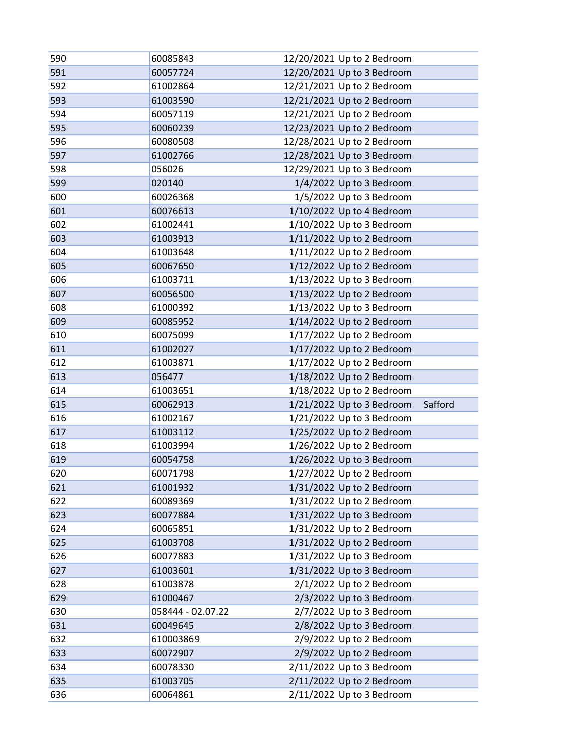| | | | | |
|---|---|---|---|---|
| 590 | 60085843 | 12/20/2021 | Up to 2 Bedroom | |
| 591 | 60057724 | 12/20/2021 | Up to 3 Bedroom | |
| 592 | 61002864 | 12/21/2021 | Up to 2 Bedroom | |
| 593 | 61003590 | 12/21/2021 | Up to 2 Bedroom | |
| 594 | 60057119 | 12/21/2021 | Up to 2 Bedroom | |
| 595 | 60060239 | 12/23/2021 | Up to 2 Bedroom | |
| 596 | 60080508 | 12/28/2021 | Up to 2 Bedroom | |
| 597 | 61002766 | 12/28/2021 | Up to 3 Bedroom | |
| 598 | 056026 | 12/29/2021 | Up to 3 Bedroom | |
| 599 | 020140 | 1/4/2022 | Up to 3 Bedroom | |
| 600 | 60026368 | 1/5/2022 | Up to 3 Bedroom | |
| 601 | 60076613 | 1/10/2022 | Up to 4 Bedroom | |
| 602 | 61002441 | 1/10/2022 | Up to 3 Bedroom | |
| 603 | 61003913 | 1/11/2022 | Up to 2 Bedroom | |
| 604 | 61003648 | 1/11/2022 | Up to 2 Bedroom | |
| 605 | 60067650 | 1/12/2022 | Up to 2 Bedroom | |
| 606 | 61003711 | 1/13/2022 | Up to 3 Bedroom | |
| 607 | 60056500 | 1/13/2022 | Up to 2 Bedroom | |
| 608 | 61000392 | 1/13/2022 | Up to 3 Bedroom | |
| 609 | 60085952 | 1/14/2022 | Up to 2 Bedroom | |
| 610 | 60075099 | 1/17/2022 | Up to 2 Bedroom | |
| 611 | 61002027 | 1/17/2022 | Up to 2 Bedroom | |
| 612 | 61003871 | 1/17/2022 | Up to 2 Bedroom | |
| 613 | 056477 | 1/18/2022 | Up to 2 Bedroom | |
| 614 | 61003651 | 1/18/2022 | Up to 2 Bedroom | |
| 615 | 60062913 | 1/21/2022 | Up to 3 Bedroom | Safford |
| 616 | 61002167 | 1/21/2022 | Up to 3 Bedroom | |
| 617 | 61003112 | 1/25/2022 | Up to 2 Bedroom | |
| 618 | 61003994 | 1/26/2022 | Up to 2 Bedroom | |
| 619 | 60054758 | 1/26/2022 | Up to 3 Bedroom | |
| 620 | 60071798 | 1/27/2022 | Up to 2 Bedroom | |
| 621 | 61001932 | 1/31/2022 | Up to 2 Bedroom | |
| 622 | 60089369 | 1/31/2022 | Up to 2 Bedroom | |
| 623 | 60077884 | 1/31/2022 | Up to 3 Bedroom | |
| 624 | 60065851 | 1/31/2022 | Up to 2 Bedroom | |
| 625 | 61003708 | 1/31/2022 | Up to 2 Bedroom | |
| 626 | 60077883 | 1/31/2022 | Up to 3 Bedroom | |
| 627 | 61003601 | 1/31/2022 | Up to 3 Bedroom | |
| 628 | 61003878 | 2/1/2022 | Up to 2 Bedroom | |
| 629 | 61000467 | 2/3/2022 | Up to 3 Bedroom | |
| 630 | 058444 - 02.07.22 | 2/7/2022 | Up to 3 Bedroom | |
| 631 | 60049645 | 2/8/2022 | Up to 3 Bedroom | |
| 632 | 610003869 | 2/9/2022 | Up to 2 Bedroom | |
| 633 | 60072907 | 2/9/2022 | Up to 2 Bedroom | |
| 634 | 60078330 | 2/11/2022 | Up to 3 Bedroom | |
| 635 | 61003705 | 2/11/2022 | Up to 2 Bedroom | |
| 636 | 60064861 | 2/11/2022 | Up to 3 Bedroom | |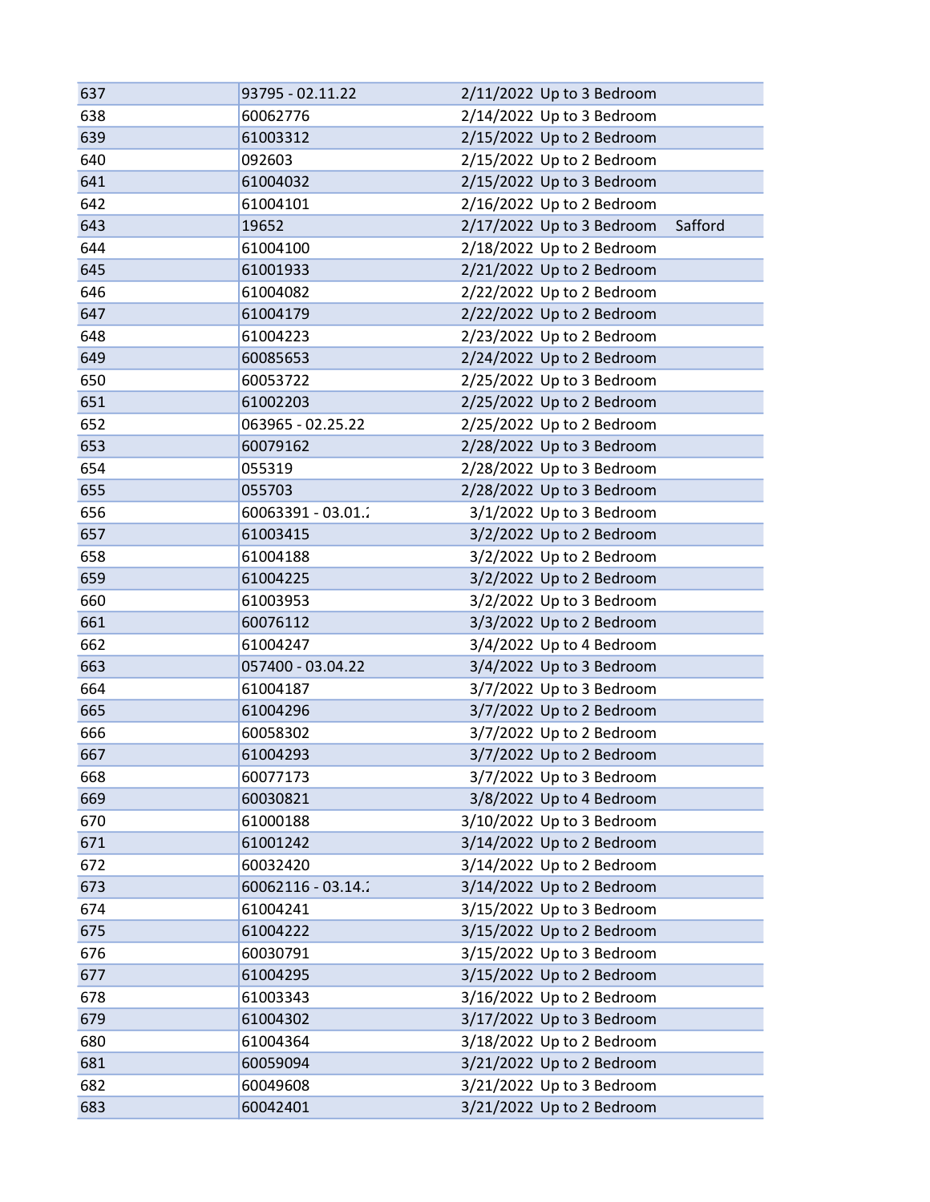| | | | | |
|---|---|---|---|---|
| 637 | 93795 - 02.11.22 | 2/11/2022 | Up to 3 Bedroom | |
| 638 | 60062776 | 2/14/2022 | Up to 3 Bedroom | |
| 639 | 61003312 | 2/15/2022 | Up to 2 Bedroom | |
| 640 | 092603 | 2/15/2022 | Up to 2 Bedroom | |
| 641 | 61004032 | 2/15/2022 | Up to 3 Bedroom | |
| 642 | 61004101 | 2/16/2022 | Up to 2 Bedroom | |
| 643 | 19652 | 2/17/2022 | Up to 3 Bedroom | Safford |
| 644 | 61004100 | 2/18/2022 | Up to 2 Bedroom | |
| 645 | 61001933 | 2/21/2022 | Up to 2 Bedroom | |
| 646 | 61004082 | 2/22/2022 | Up to 2 Bedroom | |
| 647 | 61004179 | 2/22/2022 | Up to 2 Bedroom | |
| 648 | 61004223 | 2/23/2022 | Up to 2 Bedroom | |
| 649 | 60085653 | 2/24/2022 | Up to 2 Bedroom | |
| 650 | 60053722 | 2/25/2022 | Up to 3 Bedroom | |
| 651 | 61002203 | 2/25/2022 | Up to 2 Bedroom | |
| 652 | 063965 - 02.25.22 | 2/25/2022 | Up to 2 Bedroom | |
| 653 | 60079162 | 2/28/2022 | Up to 3 Bedroom | |
| 654 | 055319 | 2/28/2022 | Up to 3 Bedroom | |
| 655 | 055703 | 2/28/2022 | Up to 3 Bedroom | |
| 656 | 60063391 - 03.01.2 | 3/1/2022 | Up to 3 Bedroom | |
| 657 | 61003415 | 3/2/2022 | Up to 2 Bedroom | |
| 658 | 61004188 | 3/2/2022 | Up to 2 Bedroom | |
| 659 | 61004225 | 3/2/2022 | Up to 2 Bedroom | |
| 660 | 61003953 | 3/2/2022 | Up to 3 Bedroom | |
| 661 | 60076112 | 3/3/2022 | Up to 2 Bedroom | |
| 662 | 61004247 | 3/4/2022 | Up to 4 Bedroom | |
| 663 | 057400 - 03.04.22 | 3/4/2022 | Up to 3 Bedroom | |
| 664 | 61004187 | 3/7/2022 | Up to 3 Bedroom | |
| 665 | 61004296 | 3/7/2022 | Up to 2 Bedroom | |
| 666 | 60058302 | 3/7/2022 | Up to 2 Bedroom | |
| 667 | 61004293 | 3/7/2022 | Up to 2 Bedroom | |
| 668 | 60077173 | 3/7/2022 | Up to 3 Bedroom | |
| 669 | 60030821 | 3/8/2022 | Up to 4 Bedroom | |
| 670 | 61000188 | 3/10/2022 | Up to 3 Bedroom | |
| 671 | 61001242 | 3/14/2022 | Up to 2 Bedroom | |
| 672 | 60032420 | 3/14/2022 | Up to 2 Bedroom | |
| 673 | 60062116 - 03.14.2 | 3/14/2022 | Up to 2 Bedroom | |
| 674 | 61004241 | 3/15/2022 | Up to 3 Bedroom | |
| 675 | 61004222 | 3/15/2022 | Up to 2 Bedroom | |
| 676 | 60030791 | 3/15/2022 | Up to 3 Bedroom | |
| 677 | 61004295 | 3/15/2022 | Up to 2 Bedroom | |
| 678 | 61003343 | 3/16/2022 | Up to 2 Bedroom | |
| 679 | 61004302 | 3/17/2022 | Up to 3 Bedroom | |
| 680 | 61004364 | 3/18/2022 | Up to 2 Bedroom | |
| 681 | 60059094 | 3/21/2022 | Up to 2 Bedroom | |
| 682 | 60049608 | 3/21/2022 | Up to 3 Bedroom | |
| 683 | 60042401 | 3/21/2022 | Up to 2 Bedroom | |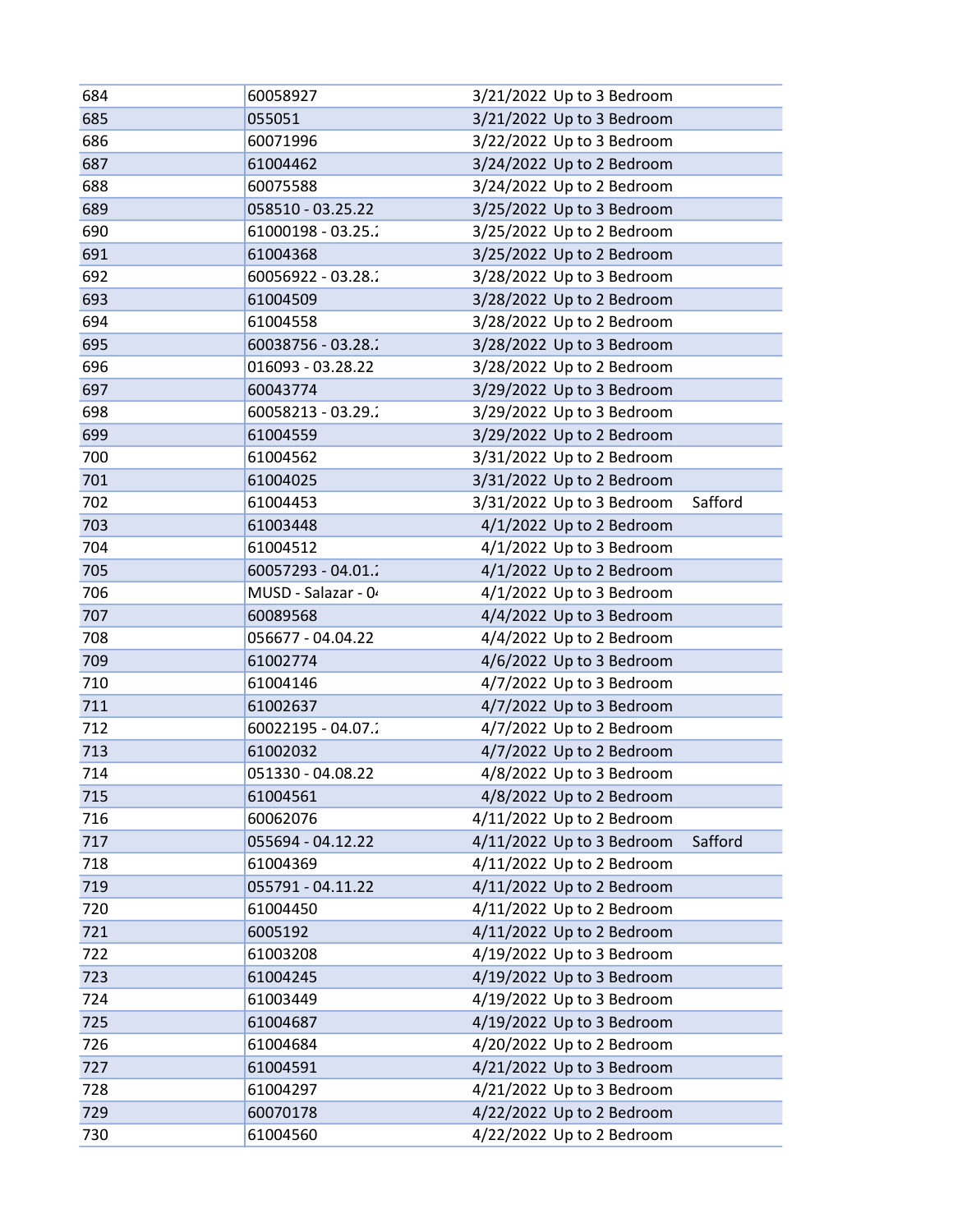| | | | | |
|---|---|---|---|---|
| 684 | 60058927 | 3/21/2022 | Up to 3 Bedroom | |
| 685 | 055051 | 3/21/2022 | Up to 3 Bedroom | |
| 686 | 60071996 | 3/22/2022 | Up to 3 Bedroom | |
| 687 | 61004462 | 3/24/2022 | Up to 2 Bedroom | |
| 688 | 60075588 | 3/24/2022 | Up to 2 Bedroom | |
| 689 | 058510 - 03.25.22 | 3/25/2022 | Up to 3 Bedroom | |
| 690 | 61000198 - 03.25.2 | 3/25/2022 | Up to 2 Bedroom | |
| 691 | 61004368 | 3/25/2022 | Up to 2 Bedroom | |
| 692 | 60056922 - 03.28.2 | 3/28/2022 | Up to 3 Bedroom | |
| 693 | 61004509 | 3/28/2022 | Up to 2 Bedroom | |
| 694 | 61004558 | 3/28/2022 | Up to 2 Bedroom | |
| 695 | 60038756 - 03.28.2 | 3/28/2022 | Up to 3 Bedroom | |
| 696 | 016093 - 03.28.22 | 3/28/2022 | Up to 2 Bedroom | |
| 697 | 60043774 | 3/29/2022 | Up to 3 Bedroom | |
| 698 | 60058213 - 03.29.2 | 3/29/2022 | Up to 3 Bedroom | |
| 699 | 61004559 | 3/29/2022 | Up to 2 Bedroom | |
| 700 | 61004562 | 3/31/2022 | Up to 2 Bedroom | |
| 701 | 61004025 | 3/31/2022 | Up to 2 Bedroom | |
| 702 | 61004453 | 3/31/2022 | Up to 3 Bedroom | Safford |
| 703 | 61003448 | 4/1/2022 | Up to 2 Bedroom | |
| 704 | 61004512 | 4/1/2022 | Up to 3 Bedroom | |
| 705 | 60057293 - 04.01.2 | 4/1/2022 | Up to 2 Bedroom | |
| 706 | MUSD - Salazar - 04 | 4/1/2022 | Up to 3 Bedroom | |
| 707 | 60089568 | 4/4/2022 | Up to 3 Bedroom | |
| 708 | 056677 - 04.04.22 | 4/4/2022 | Up to 2 Bedroom | |
| 709 | 61002774 | 4/6/2022 | Up to 3 Bedroom | |
| 710 | 61004146 | 4/7/2022 | Up to 3 Bedroom | |
| 711 | 61002637 | 4/7/2022 | Up to 3 Bedroom | |
| 712 | 60022195 - 04.07.2 | 4/7/2022 | Up to 2 Bedroom | |
| 713 | 61002032 | 4/7/2022 | Up to 2 Bedroom | |
| 714 | 051330 - 04.08.22 | 4/8/2022 | Up to 3 Bedroom | |
| 715 | 61004561 | 4/8/2022 | Up to 2 Bedroom | |
| 716 | 60062076 | 4/11/2022 | Up to 2 Bedroom | |
| 717 | 055694 - 04.12.22 | 4/11/2022 | Up to 3 Bedroom | Safford |
| 718 | 61004369 | 4/11/2022 | Up to 2 Bedroom | |
| 719 | 055791 - 04.11.22 | 4/11/2022 | Up to 2 Bedroom | |
| 720 | 61004450 | 4/11/2022 | Up to 2 Bedroom | |
| 721 | 6005192 | 4/11/2022 | Up to 2 Bedroom | |
| 722 | 61003208 | 4/19/2022 | Up to 3 Bedroom | |
| 723 | 61004245 | 4/19/2022 | Up to 3 Bedroom | |
| 724 | 61003449 | 4/19/2022 | Up to 3 Bedroom | |
| 725 | 61004687 | 4/19/2022 | Up to 3 Bedroom | |
| 726 | 61004684 | 4/20/2022 | Up to 2 Bedroom | |
| 727 | 61004591 | 4/21/2022 | Up to 3 Bedroom | |
| 728 | 61004297 | 4/21/2022 | Up to 3 Bedroom | |
| 729 | 60070178 | 4/22/2022 | Up to 2 Bedroom | |
| 730 | 61004560 | 4/22/2022 | Up to 2 Bedroom | |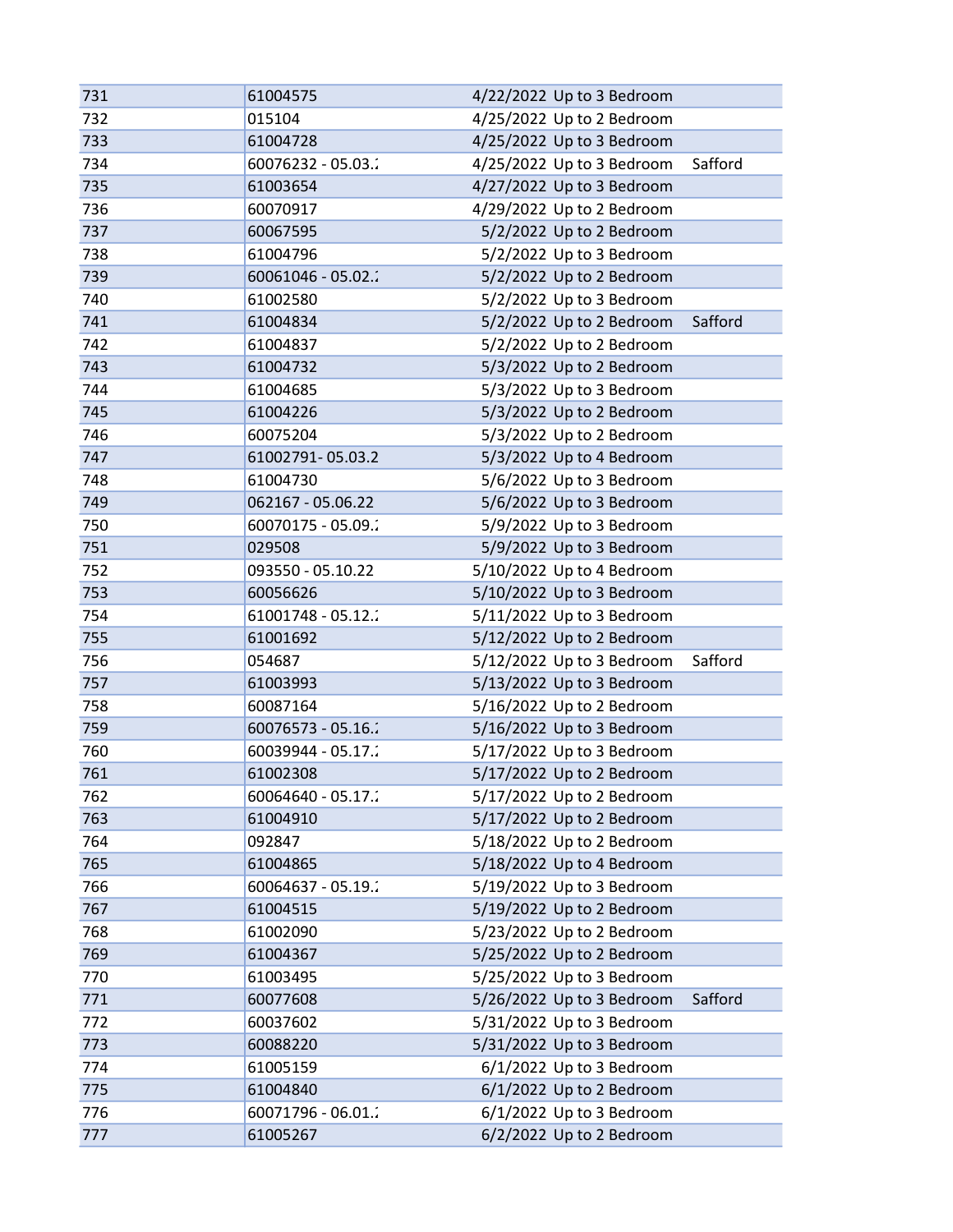| | | | | |
|---|---|---|---|---|
| 731 | 61004575 | 4/22/2022 | Up to 3 Bedroom | |
| 732 | 015104 | 4/25/2022 | Up to 2 Bedroom | |
| 733 | 61004728 | 4/25/2022 | Up to 3 Bedroom | |
| 734 | 60076232 - 05.03.2 | 4/25/2022 | Up to 3 Bedroom | Safford |
| 735 | 61003654 | 4/27/2022 | Up to 3 Bedroom | |
| 736 | 60070917 | 4/29/2022 | Up to 2 Bedroom | |
| 737 | 60067595 | 5/2/2022 | Up to 2 Bedroom | |
| 738 | 61004796 | 5/2/2022 | Up to 3 Bedroom | |
| 739 | 60061046 - 05.02.2 | 5/2/2022 | Up to 2 Bedroom | |
| 740 | 61002580 | 5/2/2022 | Up to 3 Bedroom | |
| 741 | 61004834 | 5/2/2022 | Up to 2 Bedroom | Safford |
| 742 | 61004837 | 5/2/2022 | Up to 2 Bedroom | |
| 743 | 61004732 | 5/3/2022 | Up to 2 Bedroom | |
| 744 | 61004685 | 5/3/2022 | Up to 3 Bedroom | |
| 745 | 61004226 | 5/3/2022 | Up to 2 Bedroom | |
| 746 | 60075204 | 5/3/2022 | Up to 2 Bedroom | |
| 747 | 61002791- 05.03.2 | 5/3/2022 | Up to 4 Bedroom | |
| 748 | 61004730 | 5/6/2022 | Up to 3 Bedroom | |
| 749 | 062167 - 05.06.22 | 5/6/2022 | Up to 3 Bedroom | |
| 750 | 60070175 - 05.09.2 | 5/9/2022 | Up to 3 Bedroom | |
| 751 | 029508 | 5/9/2022 | Up to 3 Bedroom | |
| 752 | 093550 - 05.10.22 | 5/10/2022 | Up to 4 Bedroom | |
| 753 | 60056626 | 5/10/2022 | Up to 3 Bedroom | |
| 754 | 61001748 - 05.12.2 | 5/11/2022 | Up to 3 Bedroom | |
| 755 | 61001692 | 5/12/2022 | Up to 2 Bedroom | |
| 756 | 054687 | 5/12/2022 | Up to 3 Bedroom | Safford |
| 757 | 61003993 | 5/13/2022 | Up to 3 Bedroom | |
| 758 | 60087164 | 5/16/2022 | Up to 2 Bedroom | |
| 759 | 60076573 - 05.16.2 | 5/16/2022 | Up to 3 Bedroom | |
| 760 | 60039944 - 05.17.2 | 5/17/2022 | Up to 3 Bedroom | |
| 761 | 61002308 | 5/17/2022 | Up to 2 Bedroom | |
| 762 | 60064640 - 05.17.2 | 5/17/2022 | Up to 2 Bedroom | |
| 763 | 61004910 | 5/17/2022 | Up to 2 Bedroom | |
| 764 | 092847 | 5/18/2022 | Up to 2 Bedroom | |
| 765 | 61004865 | 5/18/2022 | Up to 4 Bedroom | |
| 766 | 60064637 - 05.19.2 | 5/19/2022 | Up to 3 Bedroom | |
| 767 | 61004515 | 5/19/2022 | Up to 2 Bedroom | |
| 768 | 61002090 | 5/23/2022 | Up to 2 Bedroom | |
| 769 | 61004367 | 5/25/2022 | Up to 2 Bedroom | |
| 770 | 61003495 | 5/25/2022 | Up to 3 Bedroom | |
| 771 | 60077608 | 5/26/2022 | Up to 3 Bedroom | Safford |
| 772 | 60037602 | 5/31/2022 | Up to 3 Bedroom | |
| 773 | 60088220 | 5/31/2022 | Up to 3 Bedroom | |
| 774 | 61005159 | 6/1/2022 | Up to 3 Bedroom | |
| 775 | 61004840 | 6/1/2022 | Up to 2 Bedroom | |
| 776 | 60071796 - 06.01.2 | 6/1/2022 | Up to 3 Bedroom | |
| 777 | 61005267 | 6/2/2022 | Up to 2 Bedroom | |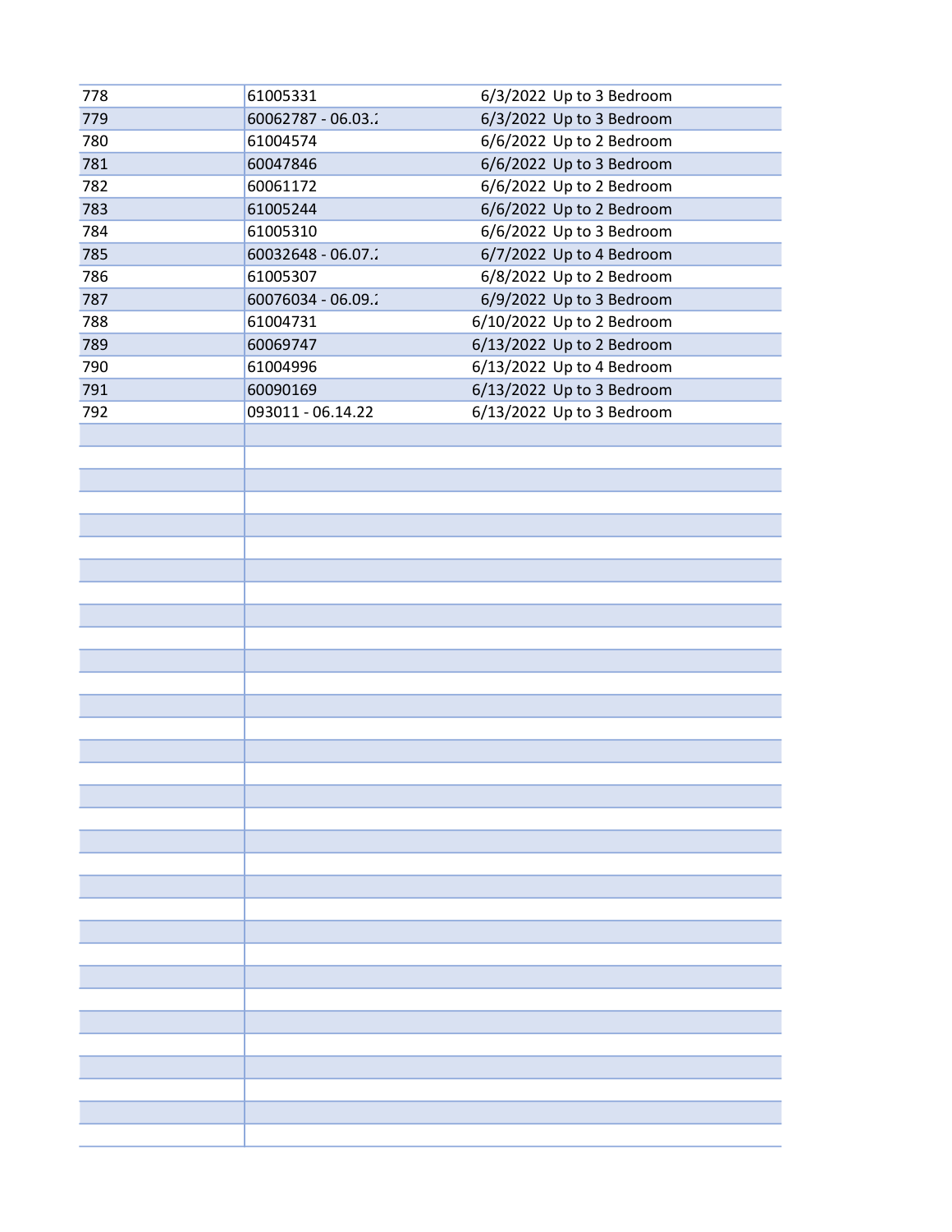| | | | |
|---|---|---|---|
| 778 | 61005331 | 6/3/2022 | Up to 3 Bedroom |
| 779 | 60062787 - 06.03.2 | 6/3/2022 | Up to 3 Bedroom |
| 780 | 61004574 | 6/6/2022 | Up to 2 Bedroom |
| 781 | 60047846 | 6/6/2022 | Up to 3 Bedroom |
| 782 | 60061172 | 6/6/2022 | Up to 2 Bedroom |
| 783 | 61005244 | 6/6/2022 | Up to 2 Bedroom |
| 784 | 61005310 | 6/6/2022 | Up to 3 Bedroom |
| 785 | 60032648 - 06.07.2 | 6/7/2022 | Up to 4 Bedroom |
| 786 | 61005307 | 6/8/2022 | Up to 2 Bedroom |
| 787 | 60076034 - 06.09.2 | 6/9/2022 | Up to 3 Bedroom |
| 788 | 61004731 | 6/10/2022 | Up to 2 Bedroom |
| 789 | 60069747 | 6/13/2022 | Up to 2 Bedroom |
| 790 | 61004996 | 6/13/2022 | Up to 4 Bedroom |
| 791 | 60090169 | 6/13/2022 | Up to 3 Bedroom |
| 792 | 093011 - 06.14.22 | 6/13/2022 | Up to 3 Bedroom |